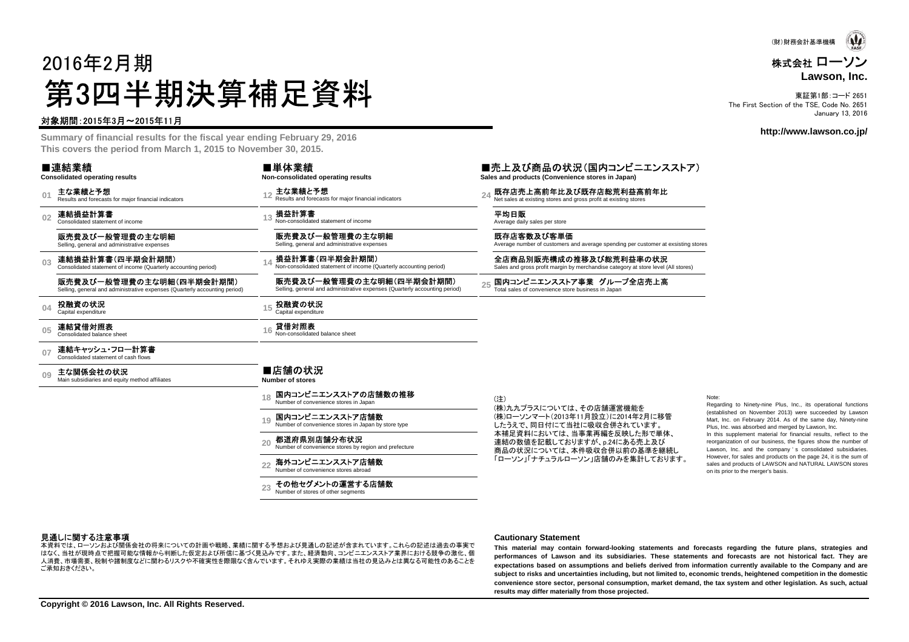(財)財務会計基準機構

株式会社 ローソン
**Lawson, Inc.**

東証第1部:コード 2651
The First Section of the TSE, Code No. 2651
January 13, 2016

**http://www.lawson.co.jp/**

# 2016年2月期
# 第3四半期決算補足資料

対象期間:2015年3月～2015年11月

**Summary of financial results for the fiscal year ending February 29, 2016**
**This covers the period from March 1, 2015 to November 30, 2015.**

## ■連結業績
**Consolidated operating results**

- 01 **主な業績と予想** Results and forecasts for major financial indicators
- 02 **連結損益計算書** Consolidated statement of income
  - **販売費及び一般管理費の主な明細** Selling, general and administrative expenses
- 03 **連結損益計算書(四半期会計期間)** Consolidated statement of income (Quarterly accounting period)
  - **販売費及び一般管理費の主な明細(四半期会計期間)** Selling, general and administrative expenses (Quarterly accounting period)
- 04 **投融資の状況** Capital expenditure
- 05 **連結貸借対照表** Consolidated balance sheet
- 07 **連結キャッシュ・フロー計算書** Consolidated statement of cash flows
- 09 **主な関係会社の状況** Main subsidiaries and equity method affiliates

## ■単体業績
**Non-consolidated operating results**

- 12 **主な業績と予想** Results and forecasts for major financial indicators
- 13 **損益計算書** Non-consolidated statement of income
  - **販売費及び一般管理費の主な明細** Selling, general and administrative expenses
- 14 **損益計算書(四半期会計期間)** Non-consolidated statement of income (Quarterly accounting period)
  - **販売費及び一般管理費の主な明細(四半期会計期間)** Selling, general and administrative expenses (Quarterly accounting period)
- 15 **投融資の状況** Capital expenditure
- 16 **貸借対照表** Non-consolidated balance sheet

## ■店舗の状況
**Number of stores**

- 18 **国内コンビニエンスストアの店舗数の推移** Number of convenience stores in Japan
- 19 **国内コンビニエンスストア店舗数** Number of convenience stores in Japan by store type
- 20 **都道府県別店舗分布状況** Number of convenience stores by region and prefecture
- 22 **海外コンビニエンスストア店舗数** Number of convenience stores abroad
- 23 **その他セグメントの運営する店舗数** Number of stores of other segments

## ■売上及び商品の状況(国内コンビニエンスストア)
**Sales and products (Convenience stores in Japan)**

- 24 **既存店売上高前年比及び既存店総荒利益高前年比** Net sales at existing stores and gross profit at existing stores
  - **平均日販** Average daily sales per store
  - **既存店客数及び客単価** Average number of customers and average spending per customer at exsisting stores
  - **全店商品別販売構成の推移及び総荒利益率の状況** Sales and gross profit margin by merchandise category at store level (All stores)
- 25 **国内コンビニエンスストア事業 グループ全店売上高** Total sales of convenience store business in Japan

(注)
(株)九九プラスについては、その店舗運営機能を(株)ローソンマート(2013年11月設立)に2014年2月に移管したうえで、同日付にて当社に吸収合併されています。
本補足資料においては、当事業再編を反映した形で単体、連結の数値を記載しておりますが、p.24にある売上及び商品の状況については、本件吸収合併以前の基準を継続し「ローソン」「ナチュラルローソン」店舗のみを集計しております。

Note:
Regarding to Ninety-nine Plus, Inc., its operational functions (established on November 2013) were succeeded by Lawson Mart, Inc. on February 2014. As of the same day, Ninety-nine Plus, Inc. was absorbed and merged by Lawson, Inc.
In this supplement material for financial results, reflect to the reorganization of our business, the figures show the number of Lawson, Inc. and the company's consolidated subsidiaries. However, for sales and products on the page 24, it is the sum of sales and products of LAWSON and NATURAL LAWSON stores on its prior to the merger's basis.

### 見通しに関する注意事項

本資料では、ローソンおよび関係会社の将来についての計画や戦略、業績に関する予想および見通しの記述が含まれています。これらの記述は過去の事実ではなく、当社が現時点で把握可能な情報から判断した仮定および所信に基づく見込みです。また、経済動向、コンビニエンスストア業界における競争の激化、個人消費、市場需要、税制や諸制度などに関わるリスクや不確実性を際限なく含んでいます。それゆえ実際の業績は当社の見込みとは異なる可能性のあることをご承知おきください。

### Cautionary Statement

**This material may contain forward-looking statements and forecasts regarding the future plans, strategies and performances of Lawson and its subsidiaries. These statements and forecasts are not historical fact. They are expectations based on assumptions and beliefs derived from information currently available to the Company and are subject to risks and uncertainties including, but not limited to, economic trends, heightened competition in the domestic convenience store sector, personal consumption, market demand, the tax system and other legislation. As such, actual results may differ materially from those projected.**

**Copyright © 2016 Lawson, Inc. All Rights Reserved.**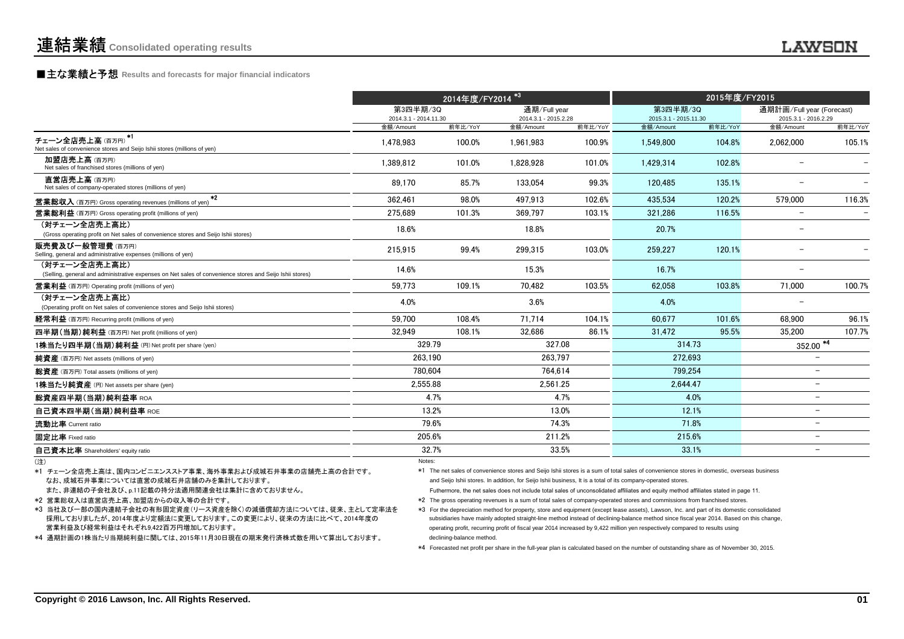# 連結業績 Consolidated operating results

## ■主な業績と予想 Results and forecasts for major financial indicators

| | 2014年度/FY2014 *3 | | | | 2015年度/FY2015 | | | |
|---|---|---|---|---|---|---|---|---|
| | 第3四半期/3Q 2014.3.1 - 2014.11.30 | | 通期/Full year 2014.3.1 - 2015.2.28 | | 第3四半期/3Q 2015.3.1 - 2015.11.30 | | 通期計画/Full year (Forecast) 2015.3.1 - 2016.2.29 | |
| | 金額/Amount | 前年比/YoY | 金額/Amount | 前年比/YoY | 金額/Amount | 前年比/YoY | 金額/Amount | 前年比/YoY |
| チェーン全店売上高（百万円）*1 Net sales of convenience stores and Seijo Ishii stores (millions of yen) | 1,478,983 | 100.0% | 1,961,983 | 100.9% | 1,549,800 | 104.8% | 2,062,000 | 105.1% |
| 加盟店売上高（百万円） Net sales of franchised stores (millions of yen) | 1,389,812 | 101.0% | 1,828,928 | 101.0% | 1,429,314 | 102.8% | － | － |
| 直営店売上高（百万円） Net sales of company-operated stores (millions of yen) | 89,170 | 85.7% | 133,054 | 99.3% | 120,485 | 135.1% | － | － |
| 営業総収入（百万円） Gross operating revenues (millions of yen) *2 | 362,461 | 98.0% | 497,913 | 102.6% | 435,534 | 120.2% | 579,000 | 116.3% |
| 営業総利益（百万円） Gross operating profit (millions of yen) | 275,689 | 101.3% | 369,797 | 103.1% | 321,286 | 116.5% | － | － |
| （対チェーン全店売上高比） (Gross operating profit on Net sales of convenience stores and Seijo Ishii stores) | 18.6% | | 18.8% | | 20.7% | | － | |
| 販売費及び一般管理費（百万円） Selling, general and administrative expenses (millions of yen) | 215,915 | 99.4% | 299,315 | 103.0% | 259,227 | 120.1% | － | － |
| （対チェーン全店売上高比） (Selling, general and administrative expenses on Net sales of convenience stores and Seijo Ishii stores) | 14.6% | | 15.3% | | 16.7% | | － | |
| 営業利益（百万円） Operating profit (millions of yen) | 59,773 | 109.1% | 70,482 | 103.5% | 62,058 | 103.8% | 71,000 | 100.7% |
| （対チェーン全店売上高比） (Operating profit on Net sales of convenience stores and Seijo Ishii stores) | 4.0% | | 3.6% | | 4.0% | | － | |
| 経常利益（百万円） Recurring profit (millions of yen) | 59,700 | 108.4% | 71,714 | 104.1% | 60,677 | 101.6% | 68,900 | 96.1% |
| 四半期（当期）純利益（百万円） Net profit (millions of yen) | 32,949 | 108.1% | 32,686 | 86.1% | 31,472 | 95.5% | 35,200 | 107.7% |
| 1株当たり四半期（当期）純利益（円） Net profit per share (yen) | 329.79 | | 327.08 | | 314.73 | | 352.00 *4 | |
| 純資産（百万円） Net assets (millions of yen) | 263,190 | | 263,797 | | 272,693 | | － | |
| 総資産（百万円） Total assets (millions of yen) | 780,604 | | 764,614 | | 799,254 | | － | |
| 1株当たり純資産（円） Net assets per share (yen) | 2,555.88 | | 2,561.25 | | 2,644.47 | | － | |
| 総資産四半期（当期）純利益率 ROA | 4.7% | | 4.7% | | 4.0% | | － | |
| 自己資本四半期（当期）純利益率 ROE | 13.2% | | 13.0% | | 12.1% | | － | |
| 流動比率 Current ratio | 79.6% | | 74.3% | | 71.8% | | － | |
| 固定比率 Fixed ratio | 205.6% | | 211.2% | | 215.6% | | － | |
| 自己資本比率 Shareholders' equity ratio | 32.7% | | 33.5% | | 33.1% | | － | |

（注）

*1 チェーン全店売上高は、国内コンビニエンスストア事業、海外事業および成城石井事業の店舗売上高の合計です。
　なお、成城石井事業については直営の成城石井店舗のみを集計しております。
　また、非連結の子会社及び、p.11記載の持分法適用関連会社は集計に含めておりません。

*2 営業総収入は直営店売上高、加盟店からの収入等の合計です。

*3 当社及び一部の国内連結子会社の有形固定資産（リース資産を除く）の減価償却方法については、従来、主として定率法を採用しておりましたが、2014年度より定額法に変更しております。この変更により、従来の方法に比べて、2014年度の営業利益及び経常利益はそれぞれ9,422百万円増加しております。

*4 通期計画の1株当たり当期純利益に関しては、2015年11月30日現在の期末発行済株式数を用いて算出しております。

Notes:

*1 The net sales of convenience stores and Seijo Ishii stores is a sum of total sales of convenience stores in domestic, overseas business and Seijo Ishii stores. In addition, for Seijo Ishii business, It is a total of its company-operated stores.
Futhermore, the net sales does not include total sales of unconsolidated affiliates and equity method affiliates stated in page 11.

*2 The gross operating revenues is a sum of total sales of company-operated stores and commissions from franchised stores.

*3 For the depreciation method for property, store and equipment (except lease assets), Lawson, Inc. and part of its domestic consolidated subsidiaries have mainly adopted straight-line method instead of declining-balance method since fiscal year 2014. Based on this change, operating profit, recurring profit of fiscal year 2014 increased by 9,422 million yen respectively compared to results using declining-balance method.

*4 Forecasted net profit per share in the full-year plan is calculated based on the number of outstanding share as of November 30, 2015.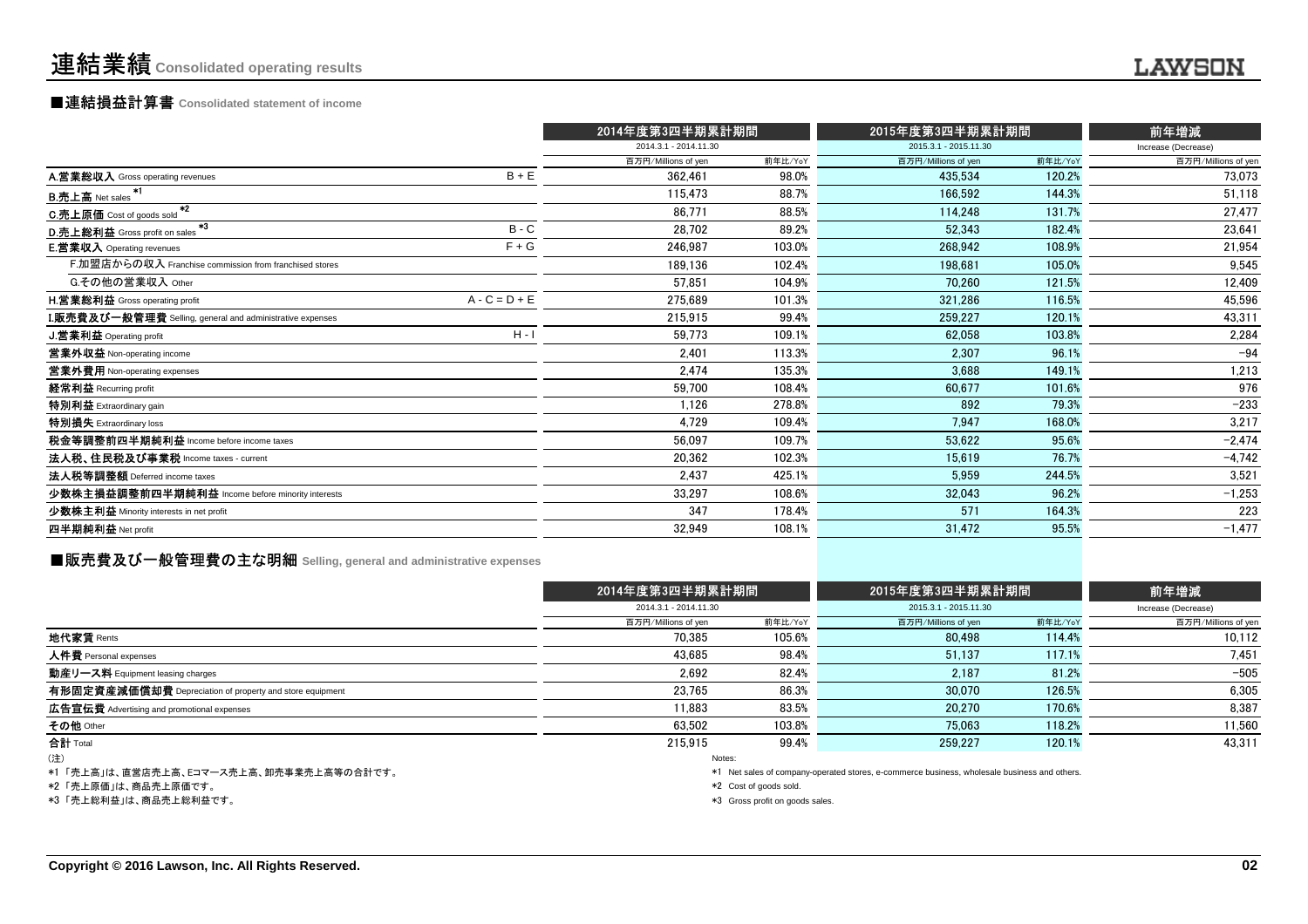# 連結業績 Consolidated operating results

## ■連結損益計算書 Consolidated statement of income

| | | 2014年度第3四半期累計期間 | | 2015年度第3四半期累計期間 | | 前年増減 |
|---|---|---|---|---|---|---|
| | | 2014.3.1 - 2014.11.30 | | 2015.3.1 - 2015.11.30 | | Increase (Decrease) |
| | | 百万円/Millions of yen | 前年比/YoY | 百万円/Millions of yen | 前年比/YoY | 百万円/Millions of yen |
| A.営業総収入 Gross operating revenues | B + E | 362,461 | 98.0% | 435,534 | 120.2% | 73,073 |
| B.売上高 Net sales *1 | | 115,473 | 88.7% | 166,592 | 144.3% | 51,118 |
| C.売上原価 Cost of goods sold *2 | | 86,771 | 88.5% | 114,248 | 131.7% | 27,477 |
| D.売上総利益 Gross profit on sales *3 | B - C | 28,702 | 89.2% | 52,343 | 182.4% | 23,641 |
| E.営業収入 Operating revenues | F + G | 246,987 | 103.0% | 268,942 | 108.9% | 21,954 |
| F.加盟店からの収入 Franchise commission from franchised stores | | 189,136 | 102.4% | 198,681 | 105.0% | 9,545 |
| G.その他の営業収入 Other | | 57,851 | 104.9% | 70,260 | 121.5% | 12,409 |
| H.営業総利益 Gross operating profit | A - C = D + E | 275,689 | 101.3% | 321,286 | 116.5% | 45,596 |
| I.販売費及び一般管理費 Selling, general and administrative expenses | | 215,915 | 99.4% | 259,227 | 120.1% | 43,311 |
| J.営業利益 Operating profit | H - I | 59,773 | 109.1% | 62,058 | 103.8% | 2,284 |
| 営業外収益 Non-operating income | | 2,401 | 113.3% | 2,307 | 96.1% | −94 |
| 営業外費用 Non-operating expenses | | 2,474 | 135.3% | 3,688 | 149.1% | 1,213 |
| 経常利益 Recurring profit | | 59,700 | 108.4% | 60,677 | 101.6% | 976 |
| 特別利益 Extraordinary gain | | 1,126 | 278.8% | 892 | 79.3% | −233 |
| 特別損失 Extraordinary loss | | 4,729 | 109.4% | 7,947 | 168.0% | 3,217 |
| 税金等調整前四半期純利益 Income before income taxes | | 56,097 | 109.7% | 53,622 | 95.6% | −2,474 |
| 法人税、住民税及び事業税 Income taxes - current | | 20,362 | 102.3% | 15,619 | 76.7% | −4,742 |
| 法人税等調整額 Deferred income taxes | | 2,437 | 425.1% | 5,959 | 244.5% | 3,521 |
| 少数株主損益調整前四半期純利益 Income before minority interests | | 33,297 | 108.6% | 32,043 | 96.2% | −1,253 |
| 少数株主利益 Minority interests in net profit | | 347 | 178.4% | 571 | 164.3% | 223 |
| 四半期純利益 Net profit | | 32,949 | 108.1% | 31,472 | 95.5% | −1,477 |

## ■販売費及び一般管理費の主な明細 Selling, general and administrative expenses

| | 2014年度第3四半期累計期間 | | 2015年度第3四半期累計期間 | | 前年増減 |
|---|---|---|---|---|---|
| | 2014.3.1 - 2014.11.30 | | 2015.3.1 - 2015.11.30 | | Increase (Decrease) |
| | 百万円/Millions of yen | 前年比/YoY | 百万円/Millions of yen | 前年比/YoY | 百万円/Millions of yen |
| 地代家賃 Rents | 70,385 | 105.6% | 80,498 | 114.4% | 10,112 |
| 人件費 Personal expenses | 43,685 | 98.4% | 51,137 | 117.1% | 7,451 |
| 動産リース料 Equipment leasing charges | 2,692 | 82.4% | 2,187 | 81.2% | −505 |
| 有形固定資産減価償却費 Depreciation of property and store equipment | 23,765 | 86.3% | 30,070 | 126.5% | 6,305 |
| 広告宣伝費 Advertising and promotional expenses | 11,883 | 83.5% | 20,270 | 170.6% | 8,387 |
| その他 Other | 63,502 | 103.8% | 75,063 | 118.2% | 11,560 |
| 合計 Total | 215,915 | 99.4% | 259,227 | 120.1% | 43,311 |

(注)

*1 「売上高」は、直営店売上高、Eコマース売上高、卸売事業売上高等の合計です。

*2 「売上原価」は、商品売上原価です。

*3 「売上総利益」は、商品売上総利益です。

Notes:

*1 Net sales of company-operated stores, e-commerce business, wholesale business and others.

*2 Cost of goods sold.

*3 Gross profit on goods sales.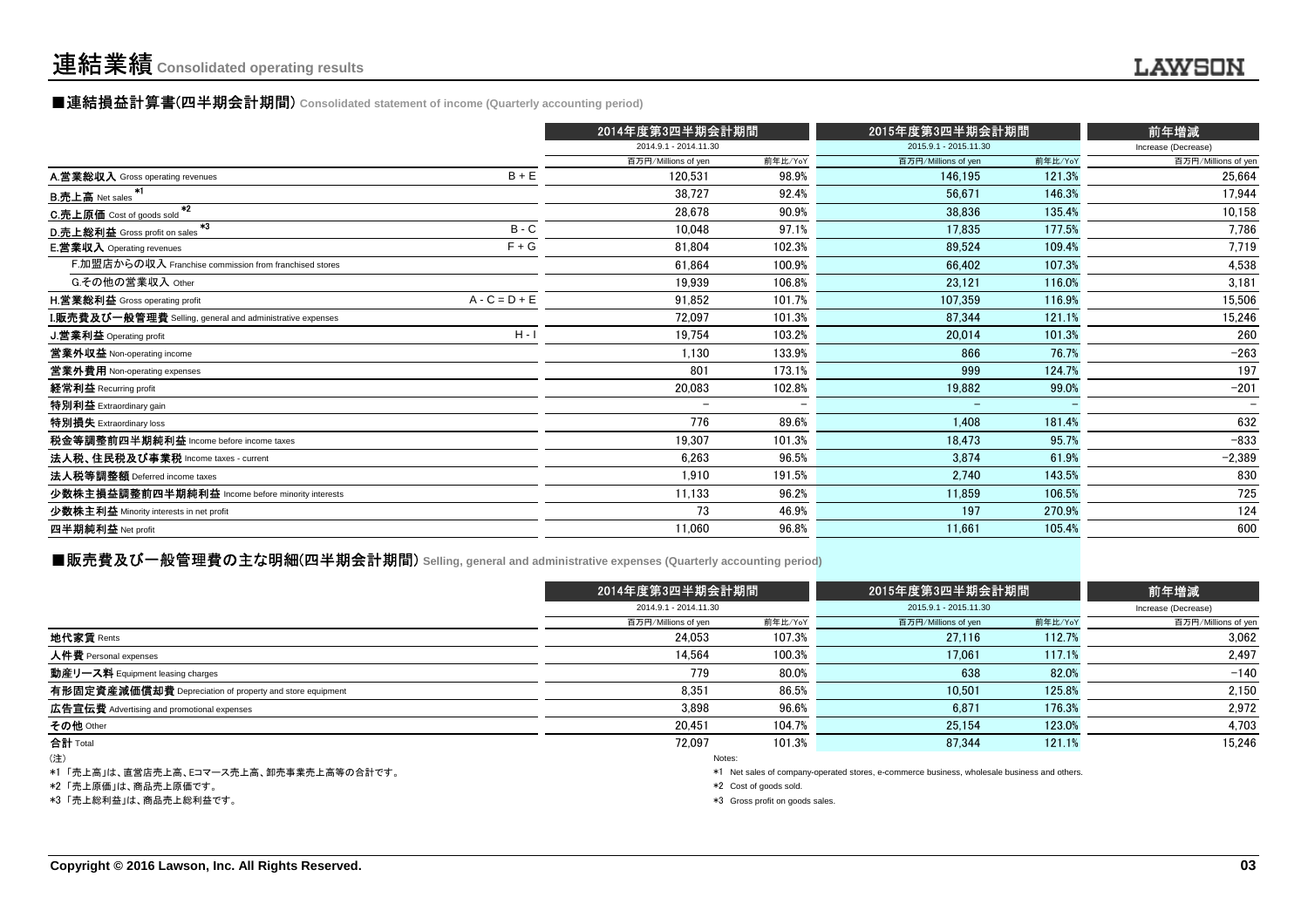# 連結業績 Consolidated operating results

## ■連結損益計算書(四半期会計期間) Consolidated statement of income (Quarterly accounting period)

| | | 2014年度第3四半期会計期間 | | 2015年度第3四半期会計期間 | | 前年増減 |
|---|---|---|---|---|---|---|
| | | 2014.9.1 - 2014.11.30 | | 2015.9.1 - 2015.11.30 | | Increase (Decrease) |
| | | 百万円/Millions of yen | 前年比/YoY | 百万円/Millions of yen | 前年比/YoY | 百万円/Millions of yen |
| A.営業総収入 Gross operating revenues | B + E | 120,531 | 98.9% | 146,195 | 121.3% | 25,664 |
| B.売上高 Net sales *1 | | 38,727 | 92.4% | 56,671 | 146.3% | 17,944 |
| C.売上原価 Cost of goods sold *2 | | 28,678 | 90.9% | 38,836 | 135.4% | 10,158 |
| D.売上総利益 Gross profit on sales *3 | B - C | 10,048 | 97.1% | 17,835 | 177.5% | 7,786 |
| E.営業収入 Operating revenues | F + G | 81,804 | 102.3% | 89,524 | 109.4% | 7,719 |
| F.加盟店からの収入 Franchise commission from franchised stores | | 61,864 | 100.9% | 66,402 | 107.3% | 4,538 |
| G.その他の営業収入 Other | | 19,939 | 106.8% | 23,121 | 116.0% | 3,181 |
| H.営業総利益 Gross operating profit | A - C = D + E | 91,852 | 101.7% | 107,359 | 116.9% | 15,506 |
| I.販売費及び一般管理費 Selling, general and administrative expenses | | 72,097 | 101.3% | 87,344 | 121.1% | 15,246 |
| J.営業利益 Operating profit | H - I | 19,754 | 103.2% | 20,014 | 101.3% | 260 |
| 営業外収益 Non-operating income | | 1,130 | 133.9% | 866 | 76.7% | -263 |
| 営業外費用 Non-operating expenses | | 801 | 173.1% | 999 | 124.7% | 197 |
| 経常利益 Recurring profit | | 20,083 | 102.8% | 19,882 | 99.0% | -201 |
| 特別利益 Extraordinary gain | | - | - | - | - | - |
| 特別損失 Extraordinary loss | | 776 | 89.6% | 1,408 | 181.4% | 632 |
| 税金等調整前四半期純利益 Income before income taxes | | 19,307 | 101.3% | 18,473 | 95.7% | -833 |
| 法人税、住民税及び事業税 Income taxes - current | | 6,263 | 96.5% | 3,874 | 61.9% | -2,389 |
| 法人税等調整額 Deferred income taxes | | 1,910 | 191.5% | 2,740 | 143.5% | 830 |
| 少数株主損益調整前四半期純利益 Income before minority interests | | 11,133 | 96.2% | 11,859 | 106.5% | 725 |
| 少数株主利益 Minority interests in net profit | | 73 | 46.9% | 197 | 270.9% | 124 |
| 四半期純利益 Net profit | | 11,060 | 96.8% | 11,661 | 105.4% | 600 |

## ■販売費及び一般管理費の主な明細(四半期会計期間) Selling, general and administrative expenses (Quarterly accounting period)

| | 2014年度第3四半期会計期間 | | 2015年度第3四半期会計期間 | | 前年増減 |
|---|---|---|---|---|---|
| | 2014.9.1 - 2014.11.30 | | 2015.9.1 - 2015.11.30 | | Increase (Decrease) |
| | 百万円/Millions of yen | 前年比/YoY | 百万円/Millions of yen | 前年比/YoY | 百万円/Millions of yen |
| 地代家賃 Rents | 24,053 | 107.3% | 27,116 | 112.7% | 3,062 |
| 人件費 Personal expenses | 14,564 | 100.3% | 17,061 | 117.1% | 2,497 |
| 動産リース料 Equipment leasing charges | 779 | 80.0% | 638 | 82.0% | -140 |
| 有形固定資産減価償却費 Depreciation of property and store equipment | 8,351 | 86.5% | 10,501 | 125.8% | 2,150 |
| 広告宣伝費 Advertising and promotional expenses | 3,898 | 96.6% | 6,871 | 176.3% | 2,972 |
| その他 Other | 20,451 | 104.7% | 25,154 | 123.0% | 4,703 |
| 合計 Total | 72,097 | 101.3% | 87,344 | 121.1% | 15,246 |

(注)

*1 「売上高」は、直営店売上高、Eコマース売上高、卸売事業売上高等の合計です。

*2 「売上原価」は、商品売上原価です。

*3 「売上総利益」は、商品売上総利益です。

Notes:

*1 Net sales of company-operated stores, e-commerce business, wholesale business and others.

*2 Cost of goods sold.

*3 Gross profit on goods sales.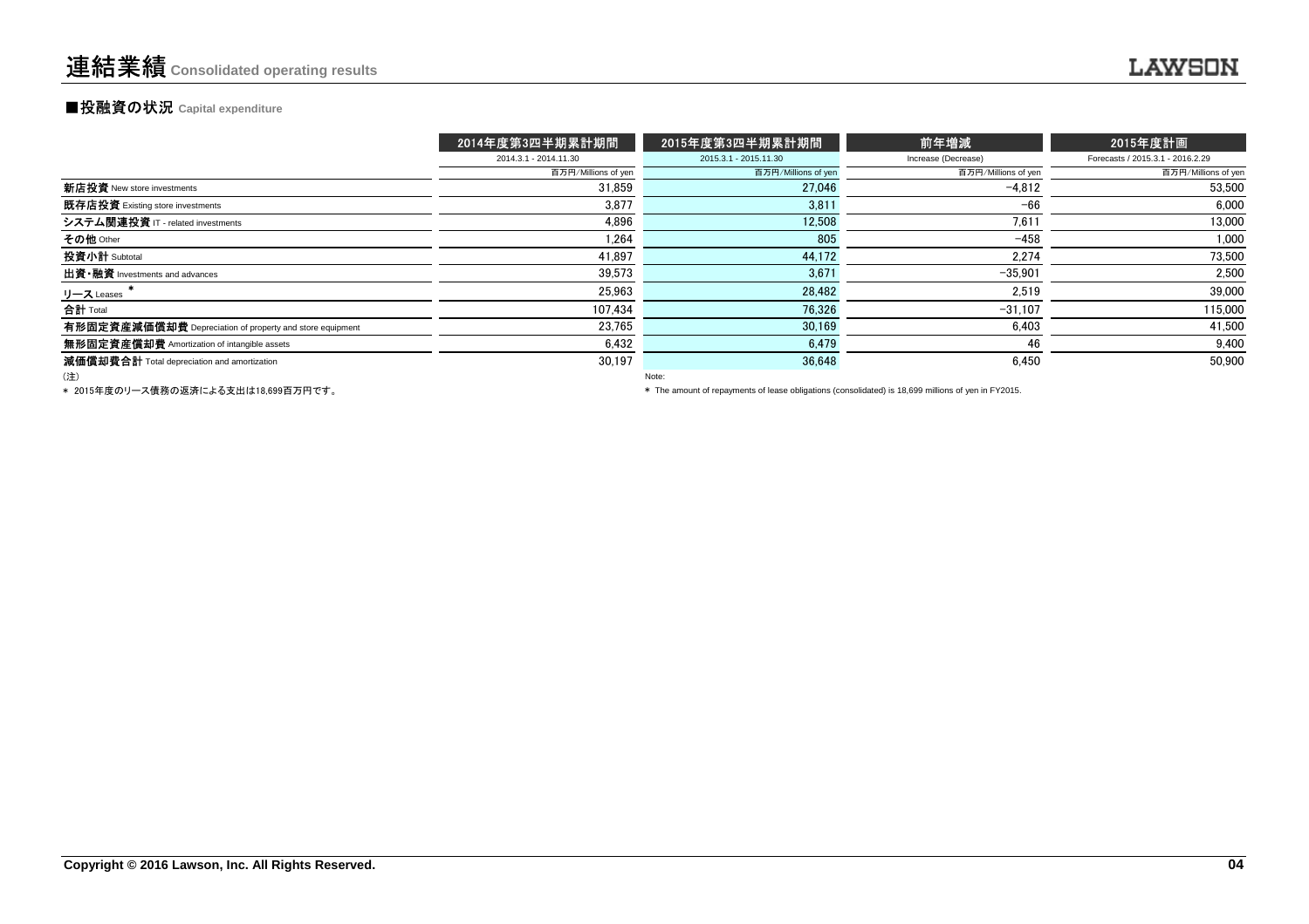# 連結業績 Consolidated operating results

## ■投融資の状況 Capital expenditure

| | 2014年度第3四半期累計期間 | 2015年度第3四半期累計期間 | 前年増減 | 2015年度計画 |
|---|---|---|---|---|
| | 2014.3.1 - 2014.11.30 | 2015.3.1 - 2015.11.30 | Increase (Decrease) | Forecasts / 2015.3.1 - 2016.2.29 |
| | 百万円/Millions of yen | 百万円/Millions of yen | 百万円/Millions of yen | 百万円/Millions of yen |
| **新店投資** New store investments | 31,859 | 27,046 | −4,812 | 53,500 |
| **既存店投資** Existing store investments | 3,877 | 3,811 | −66 | 6,000 |
| **システム関連投資** IT - related investments | 4,896 | 12,508 | 7,611 | 13,000 |
| **その他** Other | 1,264 | 805 | −458 | 1,000 |
| **投資小計** Subtotal | 41,897 | 44,172 | 2,274 | 73,500 |
| **出資・融資** Investments and advances | 39,573 | 3,671 | −35,901 | 2,500 |
| **リース** Leases * | 25,963 | 28,482 | 2,519 | 39,000 |
| **合計** Total | 107,434 | 76,326 | −31,107 | 115,000 |
| **有形固定資産減価償却費** Depreciation of property and store equipment | 23,765 | 30,169 | 6,403 | 41,500 |
| **無形固定資産償却費** Amortization of intangible assets | 6,432 | 6,479 | 46 | 9,400 |
| **減価償却費合計** Total depreciation and amortization | 30,197 | 36,648 | 6,450 | 50,900 |

(注)

＊ 2015年度のリース債務の返済による支出は18,699百万円です。

Note:

＊ The amount of repayments of lease obligations (consolidated) is 18,699 millions of yen in FY2015.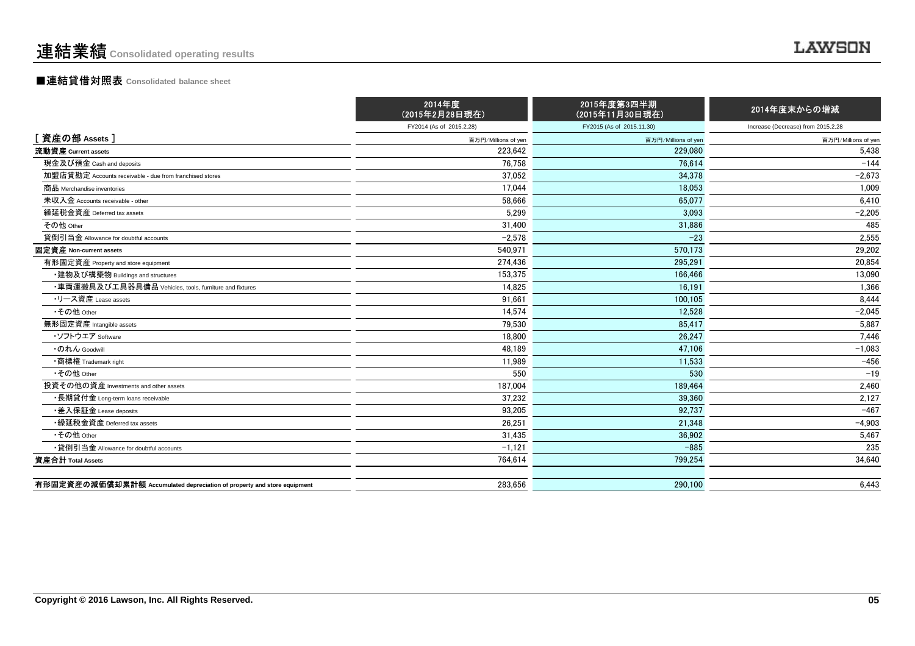# 連結業績 Consolidated operating results

## ■連結貸借対照表 Consolidated balance sheet

| | 2014年度<br>(2015年2月28日現在) | 2015年度第3四半期<br>(2015年11月30日現在) | 2014年度末からの増減 |
|---|---|---|---|
| | FY2014 (As of 2015.2.28) | FY2015 (As of 2015.11.30) | Increase (Decrease) from 2015.2.28 |
| **[ 資産の部 Assets ]** | 百万円/Millions of yen | 百万円/Millions of yen | 百万円/Millions of yen |
| **流動資産 Current assets** | 223,642 | 229,080 | 5,438 |
| 現金及び預金 Cash and deposits | 76,758 | 76,614 | −144 |
| 加盟店貸勘定 Accounts receivable - due from franchised stores | 37,052 | 34,378 | −2,673 |
| 商品 Merchandise inventories | 17,044 | 18,053 | 1,009 |
| 未収入金 Accounts receivable - other | 58,666 | 65,077 | 6,410 |
| 繰延税金資産 Deferred tax assets | 5,299 | 3,093 | −2,205 |
| その他 Other | 31,400 | 31,886 | 485 |
| 貸倒引当金 Allowance for doubtful accounts | −2,578 | −23 | 2,555 |
| **固定資産 Non-current assets** | 540,971 | 570,173 | 29,202 |
| 有形固定資産 Property and store equipment | 274,436 | 295,291 | 20,854 |
| ・建物及び構築物 Buildings and structures | 153,375 | 166,466 | 13,090 |
| ・車両運搬具及び工具器具備品 Vehicles, tools, furniture and fixtures | 14,825 | 16,191 | 1,366 |
| ・リース資産 Lease assets | 91,661 | 100,105 | 8,444 |
| ・その他 Other | 14,574 | 12,528 | −2,045 |
| 無形固定資産 Intangible assets | 79,530 | 85,417 | 5,887 |
| ・ソフトウエア Software | 18,800 | 26,247 | 7,446 |
| ・のれん Goodwill | 48,189 | 47,106 | −1,083 |
| ・商標権 Trademark right | 11,989 | 11,533 | −456 |
| ・その他 Other | 550 | 530 | −19 |
| 投資その他の資産 Investments and other assets | 187,004 | 189,464 | 2,460 |
| ・長期貸付金 Long-term loans receivable | 37,232 | 39,360 | 2,127 |
| ・差入保証金 Lease deposits | 93,205 | 92,737 | −467 |
| ・繰延税金資産 Deferred tax assets | 26,251 | 21,348 | −4,903 |
| ・その他 Other | 31,435 | 36,902 | 5,467 |
| ・貸倒引当金 Allowance for doubtful accounts | −1,121 | −885 | 235 |
| **資産合計 Total Assets** | 764,614 | 799,254 | 34,640 |
| | | | |
| **有形固定資産の減価償却累計額 Accumulated depreciation of property and store equipment** | 283,656 | 290,100 | 6,443 |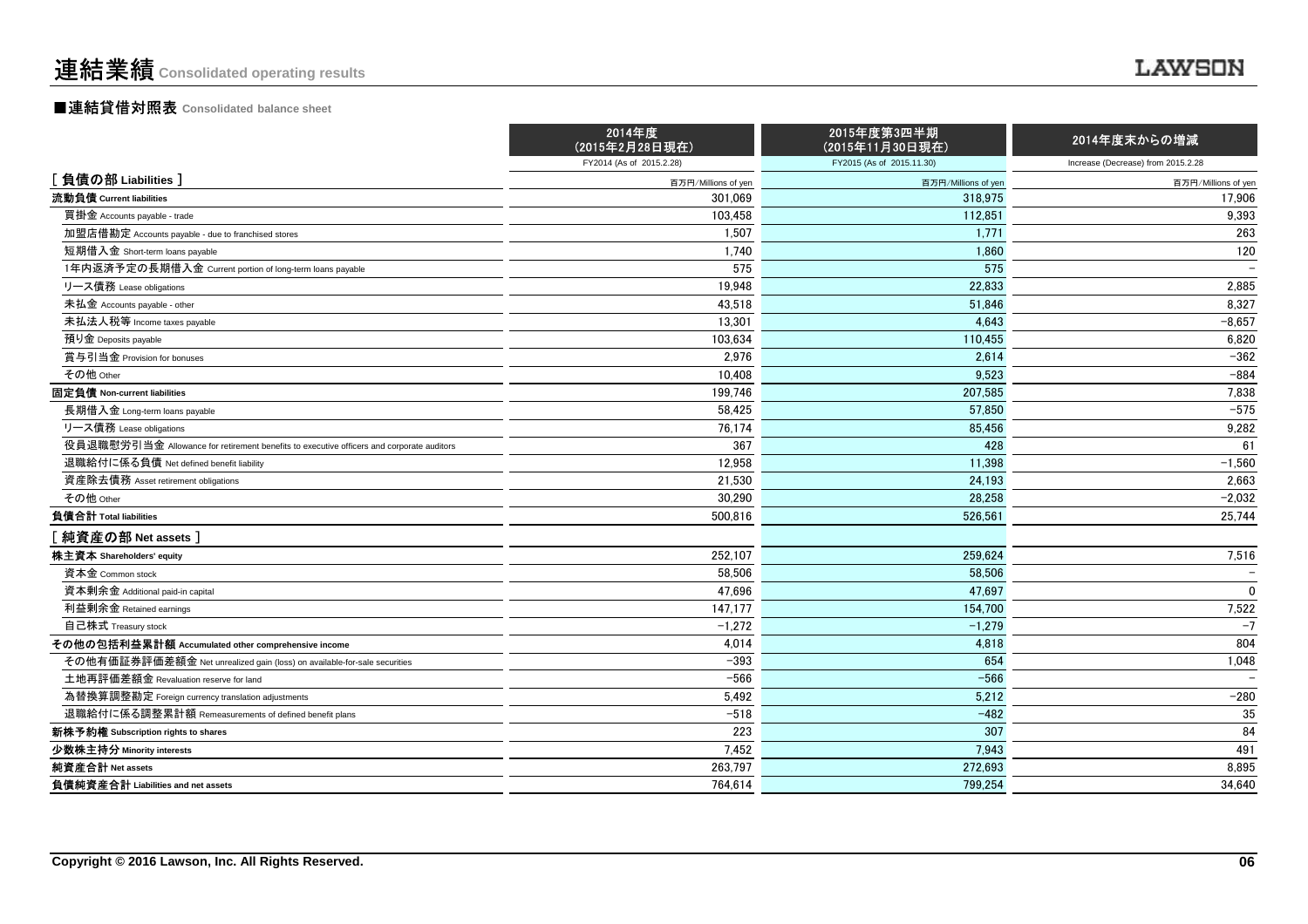# 連結業績 Consolidated operating results

LAWSON

## ■連結貸借対照表 Consolidated balance sheet

| | 2014年度 (2015年2月28日現在) FY2014 (As of 2015.2.28) | 2015年度第3四半期 (2015年11月30日現在) FY2015 (As of 2015.11.30) | 2014年度末からの増減 Increase (Decrease) from 2015.2.28 |
|---|---|---|---|
| [ 負債の部 Liabilities ] | 百万円/Millions of yen | 百万円/Millions of yen | 百万円/Millions of yen |
| 流動負債 Current liabilities | 301,069 | 318,975 | 17,906 |
| 買掛金 Accounts payable - trade | 103,458 | 112,851 | 9,393 |
| 加盟店借勘定 Accounts payable - due to franchised stores | 1,507 | 1,771 | 263 |
| 短期借入金 Short-term loans payable | 1,740 | 1,860 | 120 |
| 1年内返済予定の長期借入金 Current portion of long-term loans payable | 575 | 575 | − |
| リース債務 Lease obligations | 19,948 | 22,833 | 2,885 |
| 未払金 Accounts payable - other | 43,518 | 51,846 | 8,327 |
| 未払法人税等 Income taxes payable | 13,301 | 4,643 | −8,657 |
| 預り金 Deposits payable | 103,634 | 110,455 | 6,820 |
| 賞与引当金 Provision for bonuses | 2,976 | 2,614 | −362 |
| その他 Other | 10,408 | 9,523 | −884 |
| 固定負債 Non-current liabilities | 199,746 | 207,585 | 7,838 |
| 長期借入金 Long-term loans payable | 58,425 | 57,850 | −575 |
| リース債務 Lease obligations | 76,174 | 85,456 | 9,282 |
| 役員退職慰労引当金 Allowance for retirement benefits to executive officers and corporate auditors | 367 | 428 | 61 |
| 退職給付に係る負債 Net defined benefit liability | 12,958 | 11,398 | −1,560 |
| 資産除去債務 Asset retirement obligations | 21,530 | 24,193 | 2,663 |
| その他 Other | 30,290 | 28,258 | −2,032 |
| 負債合計 Total liabilities | 500,816 | 526,561 | 25,744 |
| [ 純資産の部 Net assets ] | | | |
| 株主資本 Shareholders' equity | 252,107 | 259,624 | 7,516 |
| 資本金 Common stock | 58,506 | 58,506 | − |
| 資本剰余金 Additional paid-in capital | 47,696 | 47,697 | 0 |
| 利益剰余金 Retained earnings | 147,177 | 154,700 | 7,522 |
| 自己株式 Treasury stock | −1,272 | −1,279 | −7 |
| その他の包括利益累計額 Accumulated other comprehensive income | 4,014 | 4,818 | 804 |
| その他有価証券評価差額金 Net unrealized gain (loss) on available-for-sale securities | −393 | 654 | 1,048 |
| 土地再評価差額金 Revaluation reserve for land | −566 | −566 | − |
| 為替換算調整勘定 Foreign currency translation adjustments | 5,492 | 5,212 | −280 |
| 退職給付に係る調整累計額 Remeasurements of defined benefit plans | −518 | −482 | 35 |
| 新株予約権 Subscription rights to shares | 223 | 307 | 84 |
| 少数株主持分 Minority interests | 7,452 | 7,943 | 491 |
| 純資産合計 Net assets | 263,797 | 272,693 | 8,895 |
| 負債純資産合計 Liabilities and net assets | 764,614 | 799,254 | 34,640 |

Copyright © 2016 Lawson, Inc. All Rights Reserved.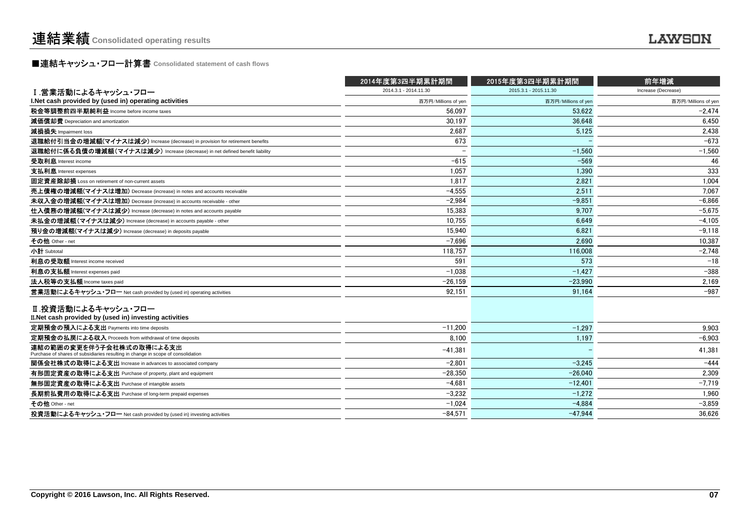# 連結業績 Consolidated operating results

## ■連結キャッシュ・フロー計算書 Consolidated statement of cash flows

| | 2014年度第3四半期累計期間 | 2015年度第3四半期累計期間 | 前年増減 |
|---|---|---|---|
| Ⅰ.営業活動によるキャッシュ・フロー | 2014.3.1 - 2014.11.30 | 2015.3.1 - 2015.11.30 | Increase (Decrease) |
| **I.Net cash provided by (used in) operating activities** | 百万円/Millions of yen | 百万円/Millions of yen | 百万円/Millions of yen |
| **税金等調整前四半期純利益** Income before income taxes | 56,097 | 53,622 | −2,474 |
| **減価償却費** Depreciation and amortization | 30,197 | 36,648 | 6,450 |
| **減損損失** Impairment loss | 2,687 | 5,125 | 2,438 |
| **退職給付引当金の増減額(マイナスは減少)** Increase (decrease) in provision for retirement benefits | 673 | − | −673 |
| **退職給付に係る負債の増減額(マイナスは減少)** Increase (decrease) in net defined benefit liability | − | −1,560 | −1,560 |
| **受取利息** Interest income | −615 | −569 | 46 |
| **支払利息** Interest expenses | 1,057 | 1,390 | 333 |
| **固定資産除却損** Loss on retirement of non-current assets | 1,817 | 2,821 | 1,004 |
| **売上債権の増減額(マイナスは増加)** Decrease (increase) in notes and accounts receivable | −4,555 | 2,511 | 7,067 |
| **未収入金の増減額(マイナスは増加)** Decrease (increase) in accounts receivable - other | −2,984 | −9,851 | −6,866 |
| **仕入債務の増減額(マイナスは減少)** Increase (decrease) in notes and accounts payable | 15,383 | 9,707 | −5,675 |
| **未払金の増減額(マイナスは減少)** Increase (decrease) in accounts payable - other | 10,755 | 6,649 | −4,105 |
| **預り金の増減額(マイナスは減少)** Increase (decrease) in deposits payable | 15,940 | 6,821 | −9,118 |
| **その他** Other - net | −7,696 | 2,690 | 10,387 |
| **小計** Subtotal | 118,757 | 116,008 | −2,748 |
| **利息の受取額** Interest income received | 591 | 573 | −18 |
| **利息の支払額** Interest expenses paid | −1,038 | −1,427 | −388 |
| **法人税等の支払額** Income taxes paid | −26,159 | −23,990 | 2,169 |
| **営業活動によるキャッシュ・フロー** Net cash provided by (used in) operating activities | 92,151 | 91,164 | −987 |
| Ⅱ.投資活動によるキャッシュ・フロー **II.Net cash provided by (used in) investing activities** | | | |
| **定期預金の預入による支出** Payments into time deposits | −11,200 | −1,297 | 9,903 |
| **定期預金の払戻による収入** Proceeds from withdrawal of time deposits | 8,100 | 1,197 | −6,903 |
| **連結の範囲の変更を伴う子会社株式の取得による支出** Purchase of shares of subsidiaries resulting in change in scope of consolidation | −41,381 | − | 41,381 |
| **関係会社株式の取得による支出** Increase in advances to associated company | −2,801 | −3,245 | −444 |
| **有形固定資産の取得による支出** Purchase of property, plant and equipment | −28,350 | −26,040 | 2,309 |
| **無形固定資産の取得による支出** Purchase of intangible assets | −4,681 | −12,401 | −7,719 |
| **長期前払費用の取得による支出** Purchase of long-term prepaid expenses | −3,232 | −1,272 | 1,960 |
| **その他** Other - net | −1,024 | −4,884 | −3,859 |
| **投資活動によるキャッシュ・フロー** Net cash provided by (used in) investing activities | −84,571 | −47,944 | 36,626 |

Copyright © 2016 Lawson, Inc. All Rights Reserved.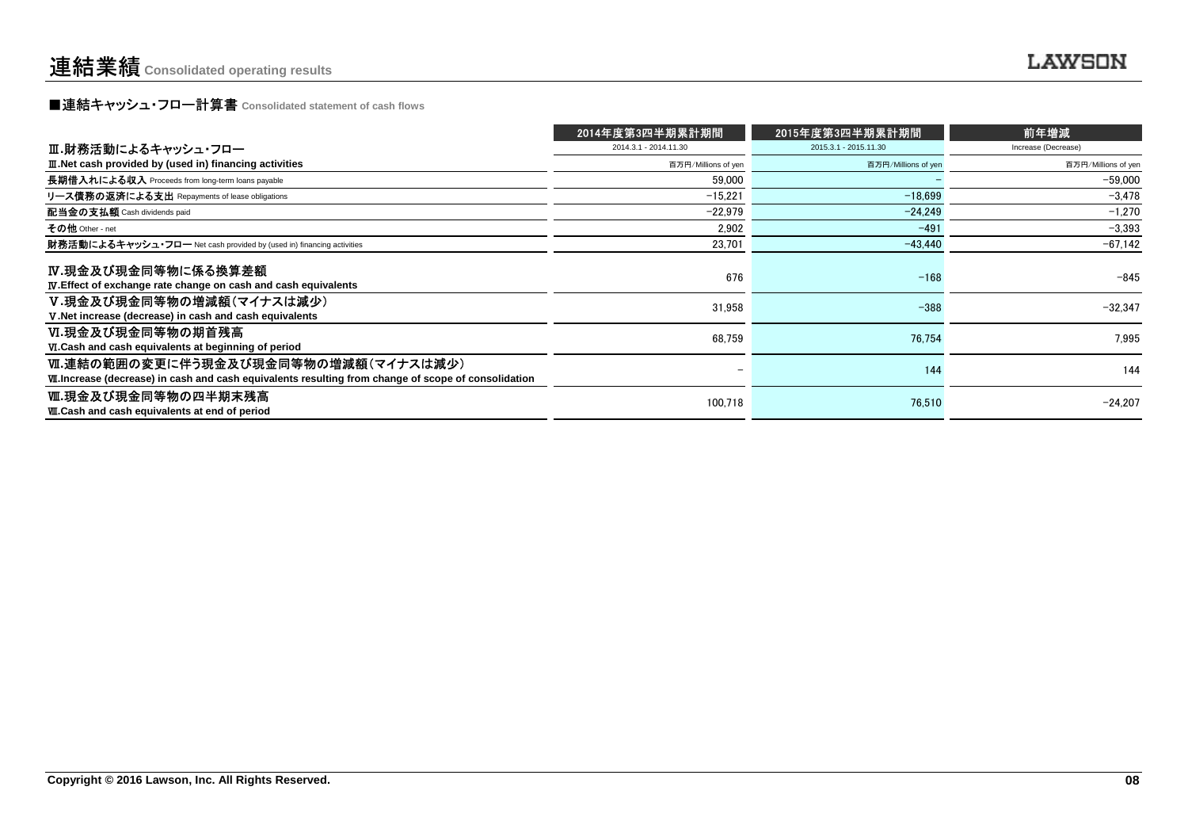# 連結業績 Consolidated operating results

## ■連結キャッシュ・フロー計算書 Consolidated statement of cash flows

| Ⅲ.財務活動によるキャッシュ・フロー<br>Ⅲ.Net cash provided by (used in) financing activities | 2014年度第3四半期累計期間<br>2014.3.1 - 2014.11.30<br>百万円/Millions of yen | 2015年度第3四半期累計期間<br>2015.3.1 - 2015.11.30<br>百万円/Millions of yen | 前年増減<br>Increase (Decrease)<br>百万円/Millions of yen |
|---|---|---|---|
| **長期借入れによる収入** Proceeds from long-term loans payable | 59,000 | – | −59,000 |
| **リース債務の返済による支出** Repayments of lease obligations | −15,221 | −18,699 | −3,478 |
| **配当金の支払額** Cash dividends paid | −22,979 | −24,249 | −1,270 |
| **その他** Other - net | 2,902 | −491 | −3,393 |
| **財務活動によるキャッシュ・フロー** Net cash provided by (used in) financing activities | 23,701 | −43,440 | −67,142 |
| **Ⅳ.現金及び現金同等物に係る換算差額**<br>**Ⅳ.Effect of exchange rate change on cash and cash equivalents** | 676 | −168 | −845 |
| **Ⅴ.現金及び現金同等物の増減額（マイナスは減少）**<br>**Ⅴ.Net increase (decrease) in cash and cash equivalents** | 31,958 | −388 | −32,347 |
| **Ⅵ.現金及び現金同等物の期首残高**<br>**Ⅵ.Cash and cash equivalents at beginning of period** | 68,759 | 76,754 | 7,995 |
| **Ⅶ.連結の範囲の変更に伴う現金及び現金同等物の増減額（マイナスは減少）**<br>**Ⅶ.Increase (decrease) in cash and cash equivalents resulting from change of scope of consolidation** | – | 144 | 144 |
| **Ⅷ.現金及び現金同等物の四半期末残高**<br>**Ⅷ.Cash and cash equivalents at end of period** | 100,718 | 76,510 | −24,207 |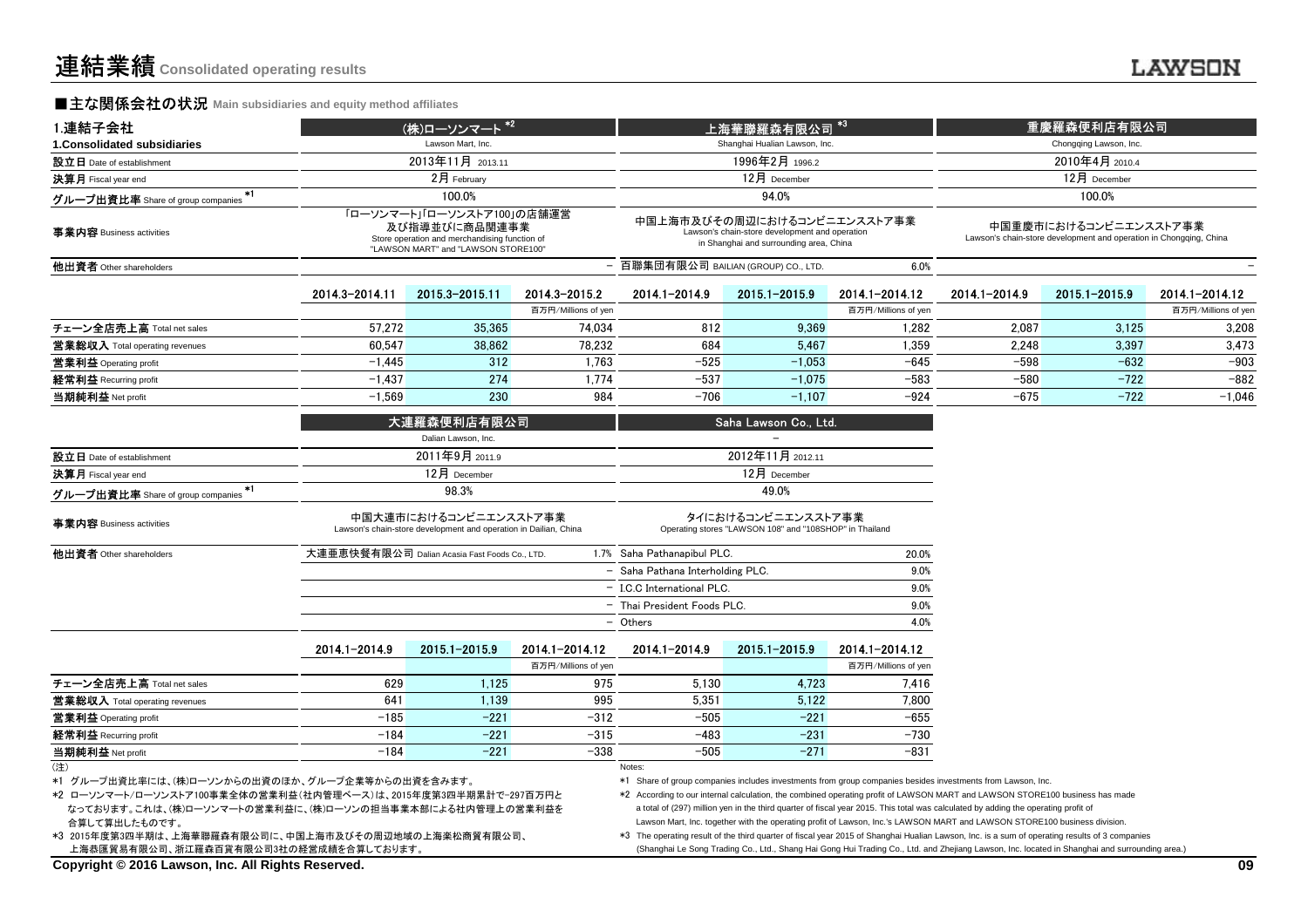# 連結業績 Consolidated operating results

## ■主な関係会社の状況 Main subsidiaries and equity method affiliates

| 1.連結子会社 1.Consolidated subsidiaries | (株)ローソンマート *2 Lawson Mart, Inc. | | | 上海華聯羅森有限公司 *3 Shanghai Hualian Lawson, Inc. | | | 重慶羅森便利店有限公司 Chongqing Lawson, Inc. | | |
|---|---|---|---|---|---|---|---|---|---|
| 設立日 Date of establishment | 2013年11月 2013.11 | | | 1996年2月 1996.2 | | | 2010年4月 2010.4 | | |
| 決算月 Fiscal year end | 2月 February | | | 12月 December | | | 12月 December | | |
| グループ出資比率 Share of group companies *1 | 100.0% | | | 94.0% | | | 100.0% | | |
| 事業内容 Business activities | 「ローソンマート」「ローソンストア100」の店舗運営及び指導並びに商品関連事業 Store operation and merchandising function of "LAWSON MART" and "LAWSON STORE100" | | | 中国上海市及びその周辺におけるコンビニエンスストア事業 Lawson's chain-store development and operation in Shanghai and surrounding area, China | | | 中国重慶市におけるコンビニエンスストア事業 Lawson's chain-store development and operation in Chongqing, China | | |
| 他出資者 Other shareholders | | | − | 百聯集団有限公司 BAILIAN (GROUP) CO., LTD. | | 6.0% | | | − |
| | 2014.3−2014.11 | 2015.3−2015.11 | 2014.3−2015.2 | 2014.1−2014.9 | 2015.1−2015.9 | 2014.1−2014.12 | 2014.1−2014.9 | 2015.1−2015.9 | 2014.1−2014.12 |
| | | | 百万円/Millions of yen | | | 百万円/Millions of yen | | | 百万円/Millions of yen |
| チェーン全店売上高 Total net sales | 57,272 | 35,365 | 74,034 | 812 | 9,369 | 1,282 | 2,087 | 3,125 | 3,208 |
| 営業総収入 Total operating revenues | 60,547 | 38,862 | 78,232 | 684 | 5,467 | 1,359 | 2,248 | 3,397 | 3,473 |
| 営業利益 Operating profit | −1,445 | 312 | 1,763 | −525 | −1,053 | −645 | −598 | −632 | −903 |
| 経常利益 Recurring profit | −1,437 | 274 | 1,774 | −537 | −1,075 | −583 | −580 | −722 | −882 |
| 当期純利益 Net profit | −1,569 | 230 | 984 | −706 | −1,107 | −924 | −675 | −722 | −1,046 |

| | 大連羅森便利店有限公司 Dalian Lawson, Inc. | | | Saha Lawson Co., Ltd. − | | |
|---|---|---|---|---|---|---|
| 設立日 Date of establishment | 2011年9月 2011.9 | | | 2012年11月 2012.11 | | |
| 決算月 Fiscal year end | 12月 December | | | 12月 December | | |
| グループ出資比率 Share of group companies *1 | 98.3% | | | 49.0% | | |
| 事業内容 Business activities | 中国大連市におけるコンビニエンスストア事業 Lawson's chain-store development and operation in Dailian, China | | | タイにおけるコンビニエンスストア事業 Operating stores "LAWSON 108" and "108SHOP" in Thailand | | |
| 他出資者 Other shareholders | 大連亜恵快餐有限公司 Dalian Acasia Fast Foods Co., LTD. | | 1.7% | Saha Pathanapibul PLC. | | 20.0% |
| | | | − | Saha Pathana Interholding PLC. | | 9.0% |
| | | | − | I.C.C International PLC. | | 9.0% |
| | | | − | Thai President Foods PLC. | | 9.0% |
| | | | − | Others | | 4.0% |
| | 2014.1−2014.9 | 2015.1−2015.9 | 2014.1−2014.12 | 2014.1−2014.9 | 2015.1−2015.9 | 2014.1−2014.12 |
| | | | 百万円/Millions of yen | | | 百万円/Millions of yen |
| チェーン全店売上高 Total net sales | 629 | 1,125 | 975 | 5,130 | 4,723 | 7,416 |
| 営業総収入 Total operating revenues | 641 | 1,139 | 995 | 5,351 | 5,122 | 7,800 |
| 営業利益 Operating profit | −185 | −221 | −312 | −505 | −221 | −655 |
| 経常利益 Recurring profit | −184 | −221 | −315 | −483 | −231 | −730 |
| 当期純利益 Net profit | −184 | −221 | −338 | −505 | −271 | −831 |

(注)

*1 グループ出資比率には、(株)ローソンからの出資のほか、グループ企業等からの出資を含みます。

*2 ローソンマート/ローソンストア100事業全体の営業利益(社内管理ベース)は、2015年度第3四半期累計で-297百万円となっております。これは、(株)ローソンマートの営業利益に、(株)ローソンの担当事業本部による社内管理上の営業利益を合算して算出したものです。

*3 2015年度第3四半期は、上海華聯羅森有限公司に、中国上海市及びその周辺地域の上海楽松商貿有限公司、上海恭匯貿易有限公司、浙江羅森百貨有限公司3社の経営成績を合算しております。

Notes:

*1 Share of group companies includes investments from group companies besides investments from Lawson, Inc.

*2 According to our internal calculation, the combined operating profit of LAWSON MART and LAWSON STORE100 business has made a total of (297) million yen in the third quarter of fiscal year 2015. This total was calculated by adding the operating profit of Lawson Mart, Inc. together with the operating profit of Lawson, Inc.'s LAWSON MART and LAWSON STORE100 business division.

*3 The operating result of the third quarter of fiscal year 2015 of Shanghai Hualian Lawson, Inc. is a sum of operating results of 3 companies (Shanghai Le Song Trading Co., Ltd., Shang Hai Gong Hui Trading Co., Ltd. and Zhejiang Lawson, Inc. located in Shanghai and surrounding area.)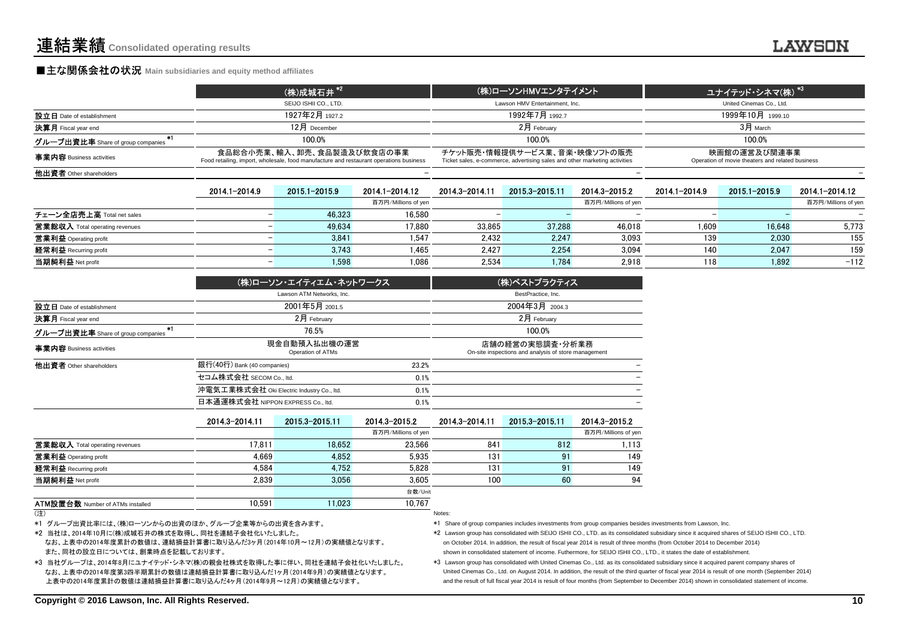# 連結業績 Consolidated operating results

## ■主な関係会社の状況 Main subsidiaries and equity method affiliates

| | (株)成城石井 *2<br>SEIJO ISHII CO., LTD. | | | (株)ローソンHMVエンタテイメント<br>Lawson HMV Entertainment, Inc. | | | ユナイテッド・シネマ(株) *3<br>United Cinemas Co., Ltd. | | |
|---|---|---|---|---|---|---|---|---|---|
| 設立日 Date of establishment | 1927年2月 1927.2 | | | 1992年7月 1992.7 | | | 1999年10月 1999.10 | | |
| 決算月 Fiscal year end | 12月 December | | | 2月 February | | | 3月 March | | |
| グループ出資比率 Share of group companies *1 | 100.0% | | | 100.0% | | | 100.0% | | |
| 事業内容 Business activities | 食品総合小売業、輸入、卸売、食品製造及び飲食店の事業<br>Food retailing, import, wholesale, food manufacture and restaurant operations business | | | チケット販売・情報提供サービス業、音楽・映像ソフトの販売<br>Ticket sales, e-commerce, advertising sales and other marketing activities | | | 映画館の運営及び関連事業<br>Operation of movie theaters and related business | | |
| 他出資者 Other shareholders | | | – | | | – | | | – |
| | 2014.1–2014.9 | 2015.1–2015.9 | 2014.1–2014.12<br>百万円/Millions of yen | 2014.3–2014.11 | 2015.3–2015.11 | 2014.3–2015.2<br>百万円/Millions of yen | 2014.1–2014.9 | 2015.1–2015.9 | 2014.1–2014.12<br>百万円/Millions of yen |
| チェーン全店売上高 Total net sales | – | 46,323 | 16,580 | – | – | – | – | – | – |
| 営業総収入 Total operating revenues | – | 49,634 | 17,880 | 33,865 | 37,288 | 46,018 | 1,609 | 16,648 | 5,773 |
| 営業利益 Operating profit | – | 3,841 | 1,547 | 2,432 | 2,247 | 3,093 | 139 | 2,030 | 155 |
| 経常利益 Recurring profit | – | 3,743 | 1,465 | 2,427 | 2,254 | 3,094 | 140 | 2,047 | 159 |
| 当期純利益 Net profit | – | 1,598 | 1,086 | 2,534 | 1,784 | 2,918 | 118 | 1,892 | −112 |

| | (株)ローソン・エイティエム・ネットワークス<br>Lawson ATM Networks, Inc. | | | (株)ベストプラクティス<br>BestPractice, Inc. | | |
|---|---|---|---|---|---|---|
| 設立日 Date of establishment | 2001年5月 2001.5 | | | 2004年3月 2004.3 | | |
| 決算月 Fiscal year end | 2月 February | | | 2月 February | | |
| グループ出資比率 Share of group companies *1 | 76.5% | | | 100.0% | | |
| 事業内容 Business activities | 現金自動預入払出機の運営<br>Operation of ATMs | | | 店舗の経営の実態調査・分析業務<br>On-site inspections and analysis of store management | | |
| 他出資者 Other shareholders | 銀行(40行) Bank (40 companies) | | 23.2% | | | – |
| | セコム株式会社 SECOM Co., ltd. | | 0.1% | | | – |
| | 沖電気工業株式会社 Oki Electric Industry Co., ltd. | | 0.1% | | | – |
| | 日本通運株式会社 NIPPON EXPRESS Co., ltd. | | 0.1% | | | – |
| | 2014.3–2014.11 | 2015.3–2015.11 | 2014.3–2015.2<br>百万円/Millions of yen | 2014.3–2014.11 | 2015.3–2015.11 | 2014.3–2015.2<br>百万円/Millions of yen |
| 営業総収入 Total operating revenues | 17,811 | 18,652 | 23,566 | 841 | 812 | 1,113 |
| 営業利益 Operating profit | 4,669 | 4,852 | 5,935 | 131 | 91 | 149 |
| 経常利益 Recurring profit | 4,584 | 4,752 | 5,828 | 131 | 91 | 149 |
| 当期純利益 Net profit | 2,839 | 3,056 | 3,605 | 100 | 60 | 94 |
| | | | 台数/Unit | | | |
| ATM設置台数 Number of ATMs installed | 10,591 | 11,023 | 10,767 | | | |

(注)

*1 グループ出資比率には、(株)ローソンからの出資のほか、グループ企業等からの出資を含みます。

*2 当社は、2014年10月に(株)成城石井の株式を取得し、同社を連結子会社化いたしました。
なお、上表中の2014年度累計の数値は、連結損益計算書に取り込んだ3ヶ月(2014年10月～12月)の実績値となります。
また、同社の設立日については、創業時点を記載しております。

*3 当社グループは、2014年8月にユナイテッド・シネマ(株)の親会社株式を取得した事に伴い、同社を連結子会社化いたしました。
なお、上表中の2014年度第3四半期累計の数値は連結損益計算書に取り込んだ1ヶ月(2014年9月)の実績値となります。
上表中の2014年度累計の数値は連結損益計算書に取り込んだ4ヶ月(2014年9月～12月)の実績値となります。

Notes:

*1 Share of group companies includes investments from group companies besides investments from Lawson, Inc.

*2 Lawson group has consolidated with SEIJO ISHII CO., LTD. as its consolidated subsidiary since it acquired shares of SEIJO ISHII CO., LTD. on October 2014. In addition, the result of fiscal year 2014 is result of three months (from October 2014 to December 2014) shown in consolidated statement of income. Futhermore, for SEIJO ISHII CO., LTD., it states the date of establishment.

*3 Lawson group has consolidated with United Cinemas Co., Ltd. as its consolidated subsidiary since it acquired parent company shares of United Cinemas Co., Ltd. on August 2014. In addition, the result of the third quarter of fiscal year 2014 is result of one month (September 2014) and the result of full fiscal year 2014 is result of four months (from September to December 2014) shown in consolidated statement of income.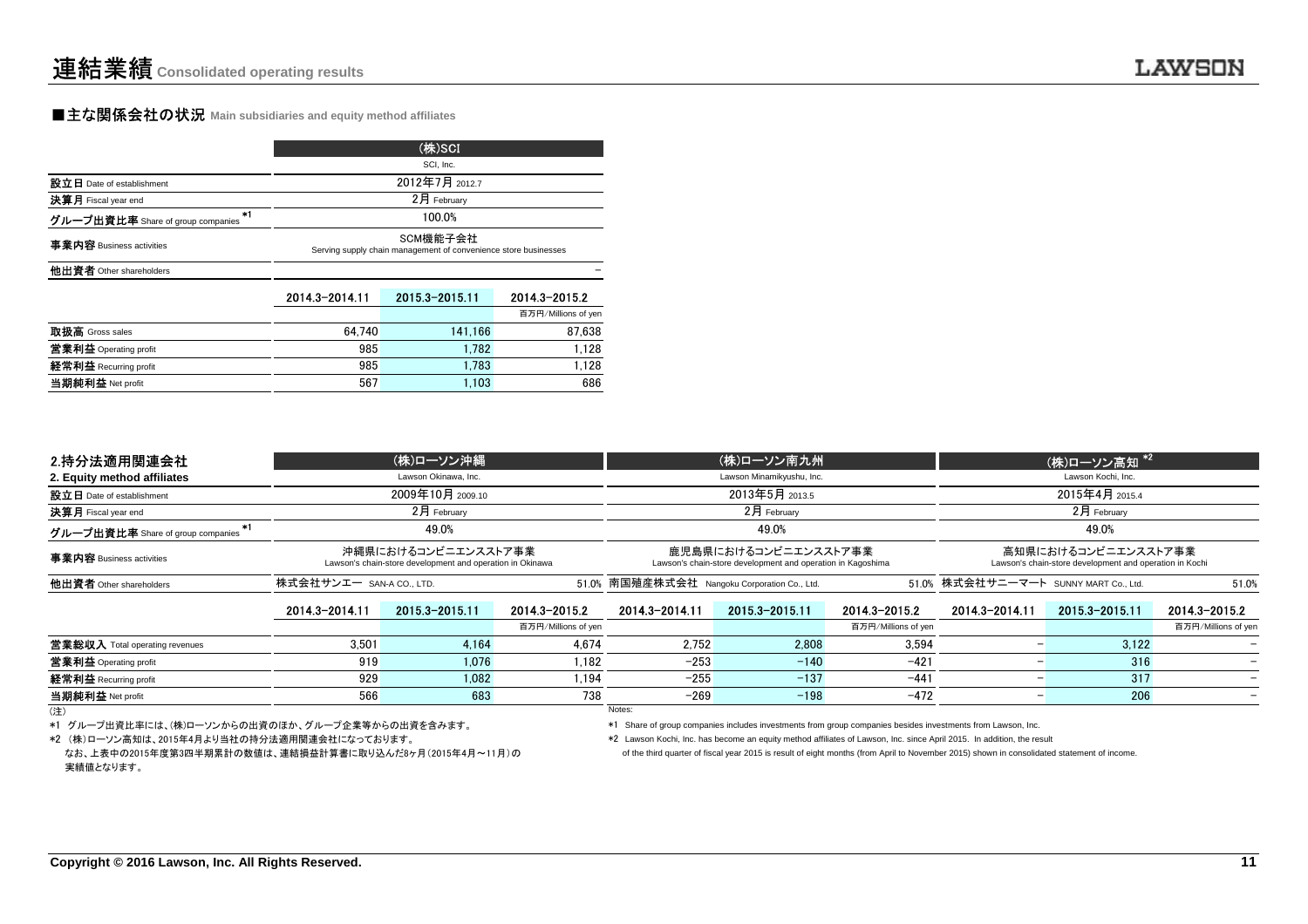# 連結業績 Consolidated operating results

## ■主な関係会社の状況 Main subsidiaries and equity method affiliates

| | (株)SCI<br>SCI, Inc. | | |
|---|---|---|---|
| 設立日 Date of establishment | 2012年7月 2012.7 | | |
| 決算月 Fiscal year end | 2月 February | | |
| グループ出資比率 Share of group companies *1 | 100.0% | | |
| 事業内容 Business activities | SCM機能子会社<br>Serving supply chain management of convenience store businesses | | |
| 他出資者 Other shareholders | | | – |
| | 2014.3-2014.11 | 2015.3-2015.11 | 2014.3-2015.2<br>百万円/Millions of yen |
| 取扱高 Gross sales | 64,740 | 141,166 | 87,638 |
| 営業利益 Operating profit | 985 | 1,782 | 1,128 |
| 経常利益 Recurring profit | 985 | 1,783 | 1,128 |
| 当期純利益 Net profit | 567 | 1,103 | 686 |

| 2.持分法適用関連会社<br>2. Equity method affiliates | (株)ローソン沖縄<br>Lawson Okinawa, Inc. | | | (株)ローソン南九州<br>Lawson Minamikyushu, Inc. | | | (株)ローソン高知 *2<br>Lawson Kochi, Inc. | | |
|---|---|---|---|---|---|---|---|---|---|
| 設立日 Date of establishment | 2009年10月 2009.10 | | | 2013年5月 2013.5 | | | 2015年4月 2015.4 | | |
| 決算月 Fiscal year end | 2月 February | | | 2月 February | | | 2月 February | | |
| グループ出資比率 Share of group companies *1 | 49.0% | | | 49.0% | | | 49.0% | | |
| 事業内容 Business activities | 沖縄県におけるコンビニエンスストア事業<br>Lawson's chain-store development and operation in Okinawa | | | 鹿児島県におけるコンビニエンスストア事業<br>Lawson's chain-store development and operation in Kagoshima | | | 高知県におけるコンビニエンスストア事業<br>Lawson's chain-store development and operation in Kochi | | |
| 他出資者 Other shareholders | 株式会社サンエー SAN-A CO., LTD. | | 51.0% | 南国殖産株式会社 Nangoku Corporation Co., Ltd. | | 51.0% | 株式会社サニーマート SUNNY MART Co., Ltd. | | 51.0% |
| | 2014.3-2014.11 | 2015.3-2015.11 | 2014.3-2015.2<br>百万円/Millions of yen | 2014.3-2014.11 | 2015.3-2015.11 | 2014.3-2015.2<br>百万円/Millions of yen | 2014.3-2014.11 | 2015.3-2015.11 | 2014.3-2015.2<br>百万円/Millions of yen |
| 営業総収入 Total operating revenues | 3,501 | 4,164 | 4,674 | 2,752 | 2,808 | 3,594 | – | 3,122 | – |
| 営業利益 Operating profit | 919 | 1,076 | 1,182 | -253 | -140 | -421 | – | 316 | – |
| 経常利益 Recurring profit | 929 | 1,082 | 1,194 | -255 | -137 | -441 | – | 317 | – |
| 当期純利益 Net profit | 566 | 683 | 738 | -269 | -198 | -472 | – | 206 | – |

(注)

*1 グループ出資比率には、(株)ローソンからの出資のほか、グループ企業等からの出資を含みます。

*2 (株)ローソン高知は、2015年4月より当社の持分法適用関連会社になっております。
なお、上表中の2015年度第3四半期累計の数値は、連結損益計算書に取り込んだ8ヶ月(2015年4月～11月)の実績値となります。

Notes:

*1 Share of group companies includes investments from group companies besides investments from Lawson, Inc.

*2 Lawson Kochi, Inc. has become an equity method affiliates of Lawson, Inc. since April 2015. In addition, the result of the third quarter of fiscal year 2015 is result of eight months (from April to November 2015) shown in consolidated statement of income.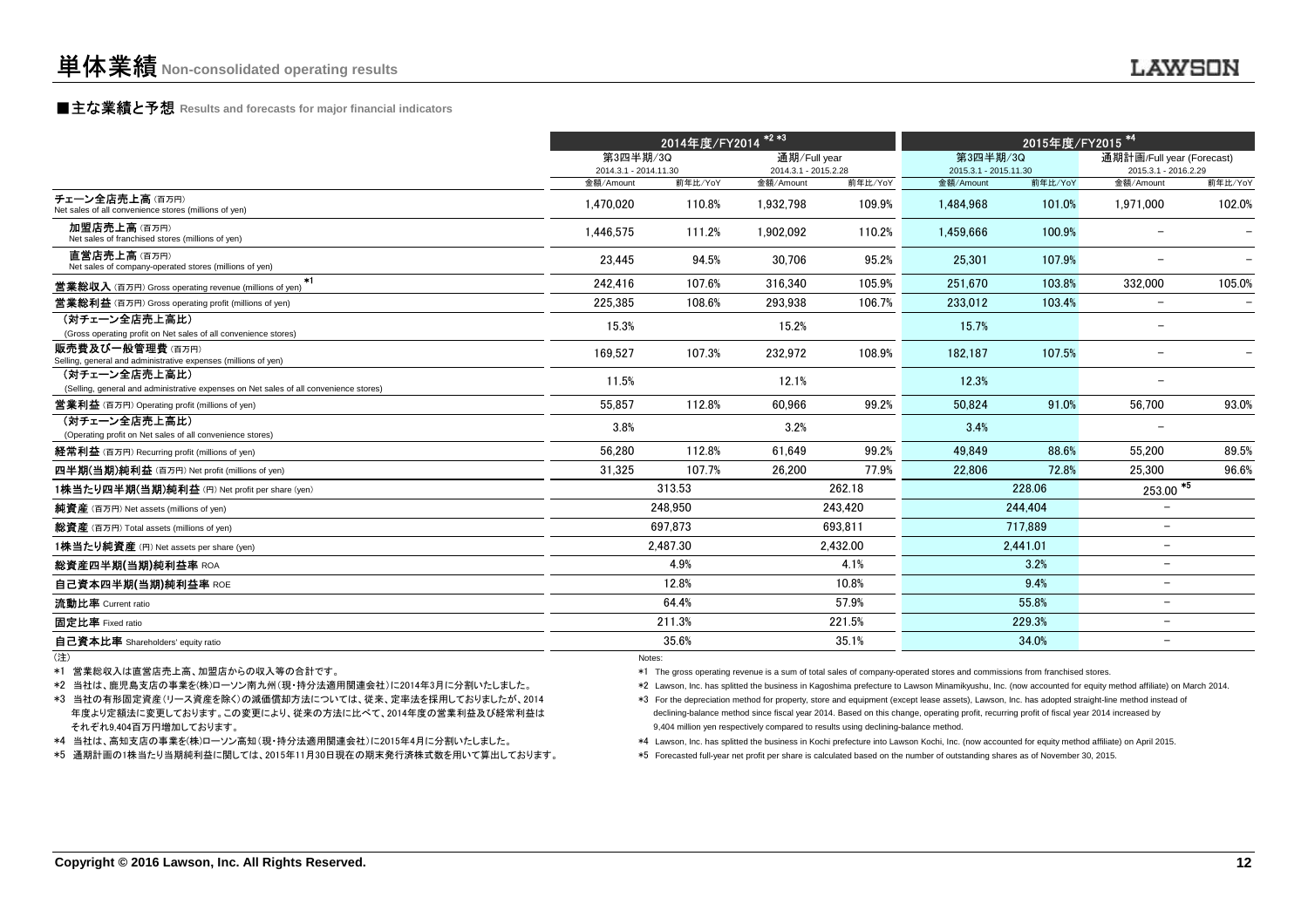# 単体業績 Non-consolidated operating results

## ■主な業績と予想 Results and forecasts for major financial indicators

| | 2014年度/FY2014 *2 *3 | | | | 2015年度/FY2015 *4 | | | |
|---|---|---|---|---|---|---|---|---|
| | 第3四半期/3Q 2014.3.1 - 2014.11.30 | | 通期/Full year 2014.3.1 - 2015.2.28 | | 第3四半期/3Q 2015.3.1 - 2015.11.30 | | 通期計画/Full year (Forecast) 2015.3.1 - 2016.2.29 | |
| | 金額/Amount | 前年比/YoY | 金額/Amount | 前年比/YoY | 金額/Amount | 前年比/YoY | 金額/Amount | 前年比/YoY |
| チェーン全店売上高 (百万円) Net sales of all convenience stores (millions of yen) | 1,470,020 | 110.8% | 1,932,798 | 109.9% | 1,484,968 | 101.0% | 1,971,000 | 102.0% |
| 加盟店売上高 (百万円) Net sales of franchised stores (millions of yen) | 1,446,575 | 111.2% | 1,902,092 | 110.2% | 1,459,666 | 100.9% | – | – |
| 直営店売上高 (百万円) Net sales of company-operated stores (millions of yen) | 23,445 | 94.5% | 30,706 | 95.2% | 25,301 | 107.9% | – | – |
| 営業総収入 (百万円) Gross operating revenue (millions of yen) *1 | 242,416 | 107.6% | 316,340 | 105.9% | 251,670 | 103.8% | 332,000 | 105.0% |
| 営業総利益 (百万円) Gross operating profit (millions of yen) | 225,385 | 108.6% | 293,938 | 106.7% | 233,012 | 103.4% | – | – |
| (対チェーン全店売上高比) (Gross operating profit on Net sales of all convenience stores) | 15.3% | | 15.2% | | 15.7% | | – | |
| 販売費及び一般管理費 (百万円) Selling, general and administrative expenses (millions of yen) | 169,527 | 107.3% | 232,972 | 108.9% | 182,187 | 107.5% | – | – |
| (対チェーン全店売上高比) (Selling, general and administrative expenses on Net sales of all convenience stores) | 11.5% | | 12.1% | | 12.3% | | – | |
| 営業利益 (百万円) Operating profit (millions of yen) | 55,857 | 112.8% | 60,966 | 99.2% | 50,824 | 91.0% | 56,700 | 93.0% |
| (対チェーン全店売上高比) (Operating profit on Net sales of all convenience stores) | 3.8% | | 3.2% | | 3.4% | | – | |
| 経常利益 (百万円) Recurring profit (millions of yen) | 56,280 | 112.8% | 61,649 | 99.2% | 49,849 | 88.6% | 55,200 | 89.5% |
| 四半期(当期)純利益 (百万円) Net profit (millions of yen) | 31,325 | 107.7% | 26,200 | 77.9% | 22,806 | 72.8% | 25,300 | 96.6% |
| 1株当たり四半期(当期)純利益 (円) Net profit per share (yen) | 313.53 | | 262.18 | | 228.06 | | 253.00 *5 | |
| 純資産 (百万円) Net assets (millions of yen) | 248,950 | | 243,420 | | 244,404 | | – | |
| 総資産 (百万円) Total assets (millions of yen) | 697,873 | | 693,811 | | 717,889 | | – | |
| 1株当たり純資産 (円) Net assets per share (yen) | 2,487.30 | | 2,432.00 | | 2,441.01 | | – | |
| 総資産四半期(当期)純利益率 ROA | 4.9% | | 4.1% | | 3.2% | | – | |
| 自己資本四半期(当期)純利益率 ROE | 12.8% | | 10.8% | | 9.4% | | – | |
| 流動比率 Current ratio | 64.4% | | 57.9% | | 55.8% | | – | |
| 固定比率 Fixed ratio | 211.3% | | 221.5% | | 229.3% | | – | |
| 自己資本比率 Shareholders' equity ratio | 35.6% | | 35.1% | | 34.0% | | – | |

(注)

*1 営業総収入は直営店売上高、加盟店からの収入等の合計です。

*2 当社は、鹿児島支店の事業を(株)ローソン南九州(現・持分法適用関連会社)に2014年3月に分割いたしました。

*3 当社の有形固定資産(リース資産を除く)の減価償却方法については、従来、定率法を採用しておりましたが、2014年度より定額法に変更しております。この変更により、従来の方法に比べて、2014年度の営業利益及び経常利益はそれぞれ9,404百万円増加しております。

*4 当社は、高知支店の事業を(株)ローソン高知(現・持分法適用関連会社)に2015年4月に分割いたしました。

*5 通期計画の1株当たり当期純利益に関しては、2015年11月30日現在の期末発行済株式数を用いて算出しております。

Notes:

*1 The gross operating revenue is a sum of total sales of company-operated stores and commissions from franchised stores.

*2 Lawson, Inc. has splitted the business in Kagoshima prefecture to Lawson Minamikyushu, Inc. (now accounted for equity method affiliate) on March 2014.

*3 For the depreciation method for property, store and equipment (except lease assets), Lawson, Inc. has adopted straight-line method instead of declining-balance method since fiscal year 2014. Based on this change, operating profit, recurring profit of fiscal year 2014 increased by 9,404 million yen respectively compared to results using declining-balance method.

*4 Lawson, Inc. has splitted the business in Kochi prefecture into Lawson Kochi, Inc. (now accounted for equity method affiliate) on April 2015.

*5 Forecasted full-year net profit per share is calculated based on the number of outstanding shares as of November 30, 2015.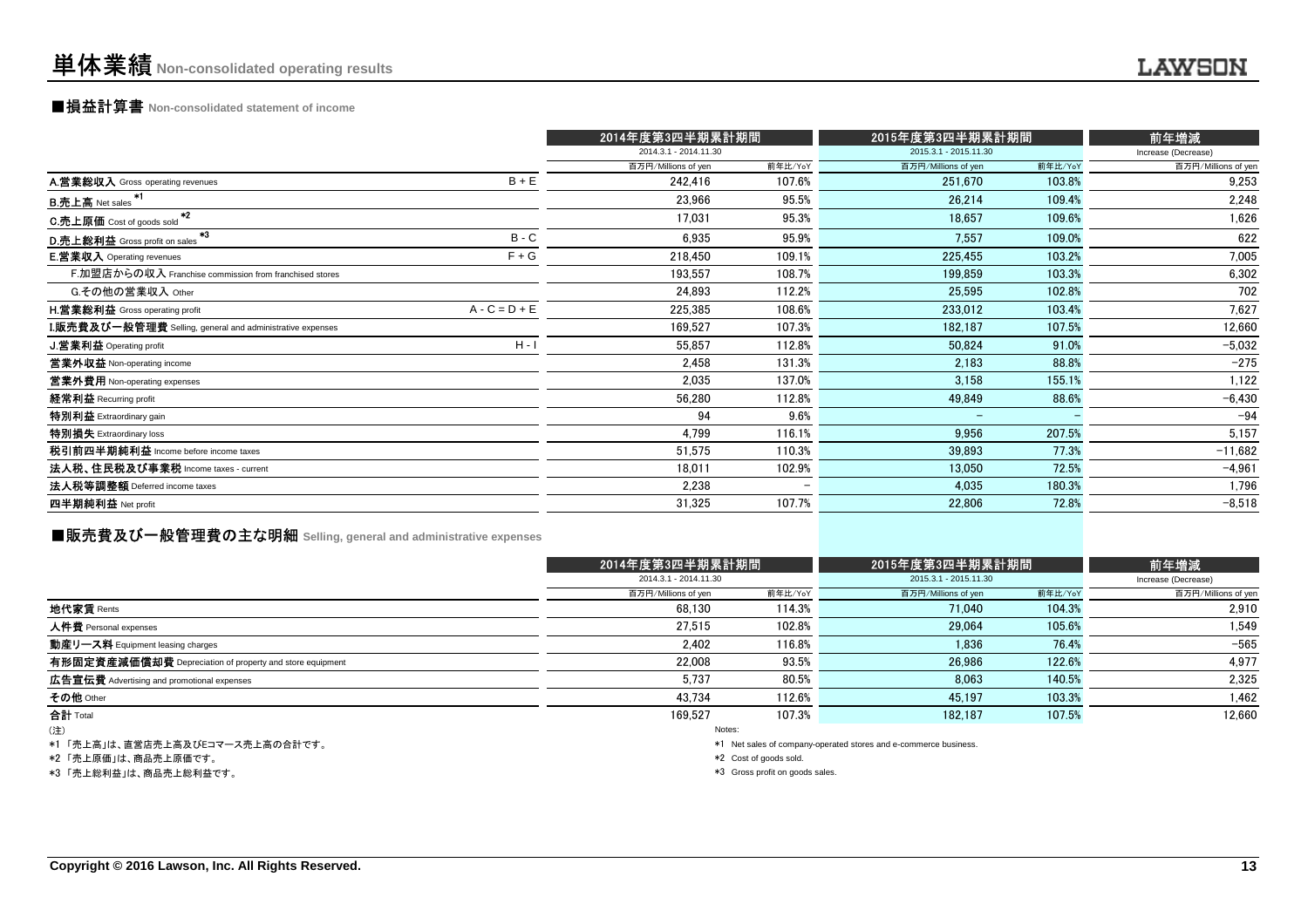# 単体業績 Non-consolidated operating results

## ■損益計算書 Non-consolidated statement of income

| | | 2014年度第3四半期累計期間 2014.3.1 - 2014.11.30 | | 2015年度第3四半期累計期間 2015.3.1 - 2015.11.30 | | 前年増減 Increase (Decrease) |
|---|---|---|---|---|---|---|
| | | 百万円/Millions of yen | 前年比/YoY | 百万円/Millions of yen | 前年比/YoY | 百万円/Millions of yen |
| **A.営業総収入** Gross operating revenues | B + E | 242,416 | 107.6% | 251,670 | 103.8% | 9,253 |
| **B.売上高** Net sales *1 | | 23,966 | 95.5% | 26,214 | 109.4% | 2,248 |
| **C.売上原価** Cost of goods sold *2 | | 17,031 | 95.3% | 18,657 | 109.6% | 1,626 |
| **D.売上総利益** Gross profit on sales *3 | B - C | 6,935 | 95.9% | 7,557 | 109.0% | 622 |
| **E.営業収入** Operating revenues | F + G | 218,450 | 109.1% | 225,455 | 103.2% | 7,005 |
| F.加盟店からの収入 Franchise commission from franchised stores | | 193,557 | 108.7% | 199,859 | 103.3% | 6,302 |
| G.その他の営業収入 Other | | 24,893 | 112.2% | 25,595 | 102.8% | 702 |
| **H.営業総利益** Gross operating profit | A - C = D + E | 225,385 | 108.6% | 233,012 | 103.4% | 7,627 |
| **I.販売費及び一般管理費** Selling, general and administrative expenses | | 169,527 | 107.3% | 182,187 | 107.5% | 12,660 |
| **J.営業利益** Operating profit | H - I | 55,857 | 112.8% | 50,824 | 91.0% | −5,032 |
| **営業外収益** Non-operating income | | 2,458 | 131.3% | 2,183 | 88.8% | −275 |
| **営業外費用** Non-operating expenses | | 2,035 | 137.0% | 3,158 | 155.1% | 1,122 |
| **経常利益** Recurring profit | | 56,280 | 112.8% | 49,849 | 88.6% | −6,430 |
| **特別利益** Extraordinary gain | | 94 | 9.6% | − | − | −94 |
| **特別損失** Extraordinary loss | | 4,799 | 116.1% | 9,956 | 207.5% | 5,157 |
| **税引前四半期純利益** Income before income taxes | | 51,575 | 110.3% | 39,893 | 77.3% | −11,682 |
| **法人税、住民税及び事業税** Income taxes - current | | 18,011 | 102.9% | 13,050 | 72.5% | −4,961 |
| **法人税等調整額** Deferred income taxes | | 2,238 | − | 4,035 | 180.3% | 1,796 |
| **四半期純利益** Net profit | | 31,325 | 107.7% | 22,806 | 72.8% | −8,518 |

## ■販売費及び一般管理費の主な明細 Selling, general and administrative expenses

| | 2014年度第3四半期累計期間 2014.3.1 - 2014.11.30 | | 2015年度第3四半期累計期間 2015.3.1 - 2015.11.30 | | 前年増減 Increase (Decrease) |
|---|---|---|---|---|---|
| | 百万円/Millions of yen | 前年比/YoY | 百万円/Millions of yen | 前年比/YoY | 百万円/Millions of yen |
| **地代家賃** Rents | 68,130 | 114.3% | 71,040 | 104.3% | 2,910 |
| **人件費** Personal expenses | 27,515 | 102.8% | 29,064 | 105.6% | 1,549 |
| **動産リース料** Equipment leasing charges | 2,402 | 116.8% | 1,836 | 76.4% | −565 |
| **有形固定資産減価償却費** Depreciation of property and store equipment | 22,008 | 93.5% | 26,986 | 122.6% | 4,977 |
| **広告宣伝費** Advertising and promotional expenses | 5,737 | 80.5% | 8,063 | 140.5% | 2,325 |
| **その他** Other | 43,734 | 112.6% | 45,197 | 103.3% | 1,462 |
| **合計** Total | 169,527 | 107.3% | 182,187 | 107.5% | 12,660 |

(注)
*1 「売上高」は、直営店売上高及びEコマース売上高の合計です。
*2 「売上原価」は、商品売上原価です。
*3 「売上総利益」は、商品売上総利益です。

Notes:
*1 Net sales of company-operated stores and e-commerce business.
*2 Cost of goods sold.
*3 Gross profit on goods sales.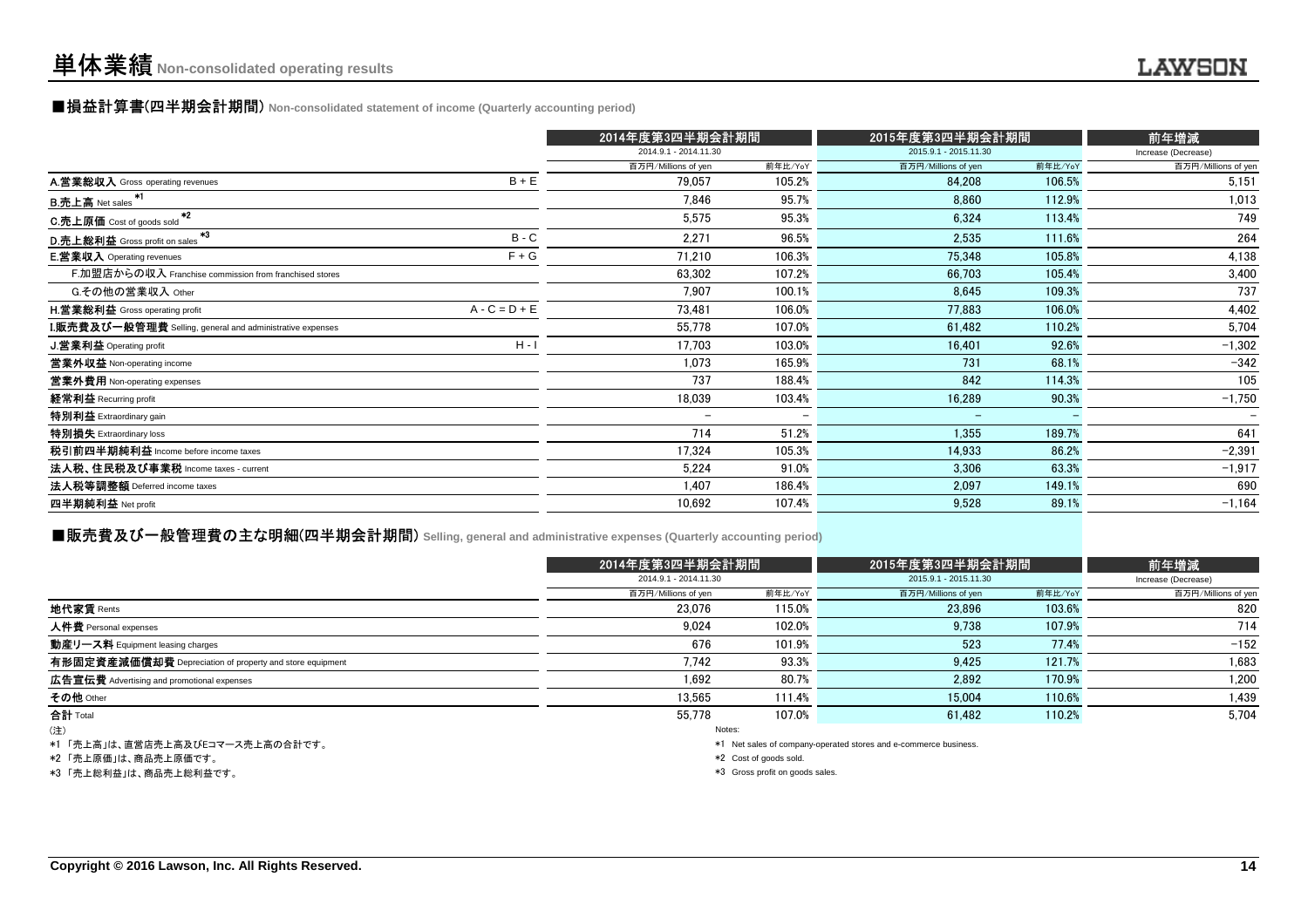# 単体業績 Non-consolidated operating results

## ■損益計算書(四半期会計期間) Non-consolidated statement of income (Quarterly accounting period)

| | | 2014年度第3四半期会計期間 2014.9.1 - 2014.11.30 | | 2015年度第3四半期会計期間 2015.9.1 - 2015.11.30 | | 前年増減 Increase (Decrease) |
|---|---|---|---|---|---|---|
| | | 百万円/Millions of yen | 前年比/YoY | 百万円/Millions of yen | 前年比/YoY | 百万円/Millions of yen |
| A.営業総収入 Gross operating revenues | B + E | 79,057 | 105.2% | 84,208 | 106.5% | 5,151 |
| B.売上高 Net sales *1 | | 7,846 | 95.7% | 8,860 | 112.9% | 1,013 |
| C.売上原価 Cost of goods sold *2 | | 5,575 | 95.3% | 6,324 | 113.4% | 749 |
| D.売上総利益 Gross profit on sales *3 | B - C | 2,271 | 96.5% | 2,535 | 111.6% | 264 |
| E.営業収入 Operating revenues | F + G | 71,210 | 106.3% | 75,348 | 105.8% | 4,138 |
| F.加盟店からの収入 Franchise commission from franchised stores | | 63,302 | 107.2% | 66,703 | 105.4% | 3,400 |
| G.その他の営業収入 Other | | 7,907 | 100.1% | 8,645 | 109.3% | 737 |
| H.営業総利益 Gross operating profit | A - C = D + E | 73,481 | 106.0% | 77,883 | 106.0% | 4,402 |
| I.販売費及び一般管理費 Selling, general and administrative expenses | | 55,778 | 107.0% | 61,482 | 110.2% | 5,704 |
| J.営業利益 Operating profit | H - I | 17,703 | 103.0% | 16,401 | 92.6% | −1,302 |
| 営業外収益 Non-operating income | | 1,073 | 165.9% | 731 | 68.1% | −342 |
| 営業外費用 Non-operating expenses | | 737 | 188.4% | 842 | 114.3% | 105 |
| 経常利益 Recurring profit | | 18,039 | 103.4% | 16,289 | 90.3% | −1,750 |
| 特別利益 Extraordinary gain | | − | − | − | − | − |
| 特別損失 Extraordinary loss | | 714 | 51.2% | 1,355 | 189.7% | 641 |
| 税引前四半期純利益 Income before income taxes | | 17,324 | 105.3% | 14,933 | 86.2% | −2,391 |
| 法人税、住民税及び事業税 Income taxes - current | | 5,224 | 91.0% | 3,306 | 63.3% | −1,917 |
| 法人税等調整額 Deferred income taxes | | 1,407 | 186.4% | 2,097 | 149.1% | 690 |
| 四半期純利益 Net profit | | 10,692 | 107.4% | 9,528 | 89.1% | −1,164 |

## ■販売費及び一般管理費の主な明細(四半期会計期間) Selling, general and administrative expenses (Quarterly accounting period)

| | 2014年度第3四半期会計期間 2014.9.1 - 2014.11.30 | | 2015年度第3四半期会計期間 2015.9.1 - 2015.11.30 | | 前年増減 Increase (Decrease) |
|---|---|---|---|---|---|
| | 百万円/Millions of yen | 前年比/YoY | 百万円/Millions of yen | 前年比/YoY | 百万円/Millions of yen |
| 地代家賃 Rents | 23,076 | 115.0% | 23,896 | 103.6% | 820 |
| 人件費 Personal expenses | 9,024 | 102.0% | 9,738 | 107.9% | 714 |
| 動産リース料 Equipment leasing charges | 676 | 101.9% | 523 | 77.4% | −152 |
| 有形固定資産減価償却費 Depreciation of property and store equipment | 7,742 | 93.3% | 9,425 | 121.7% | 1,683 |
| 広告宣伝費 Advertising and promotional expenses | 1,692 | 80.7% | 2,892 | 170.9% | 1,200 |
| その他 Other | 13,565 | 111.4% | 15,004 | 110.6% | 1,439 |
| 合計 Total | 55,778 | 107.0% | 61,482 | 110.2% | 5,704 |

(注)

*1 「売上高」は、直営店売上高及びEコマース売上高の合計です。

*2 「売上原価」は、商品売上原価です。

*3 「売上総利益」は、商品売上総利益です。

Notes:

*1 Net sales of company-operated stores and e-commerce business.

*2 Cost of goods sold.

*3 Gross profit on goods sales.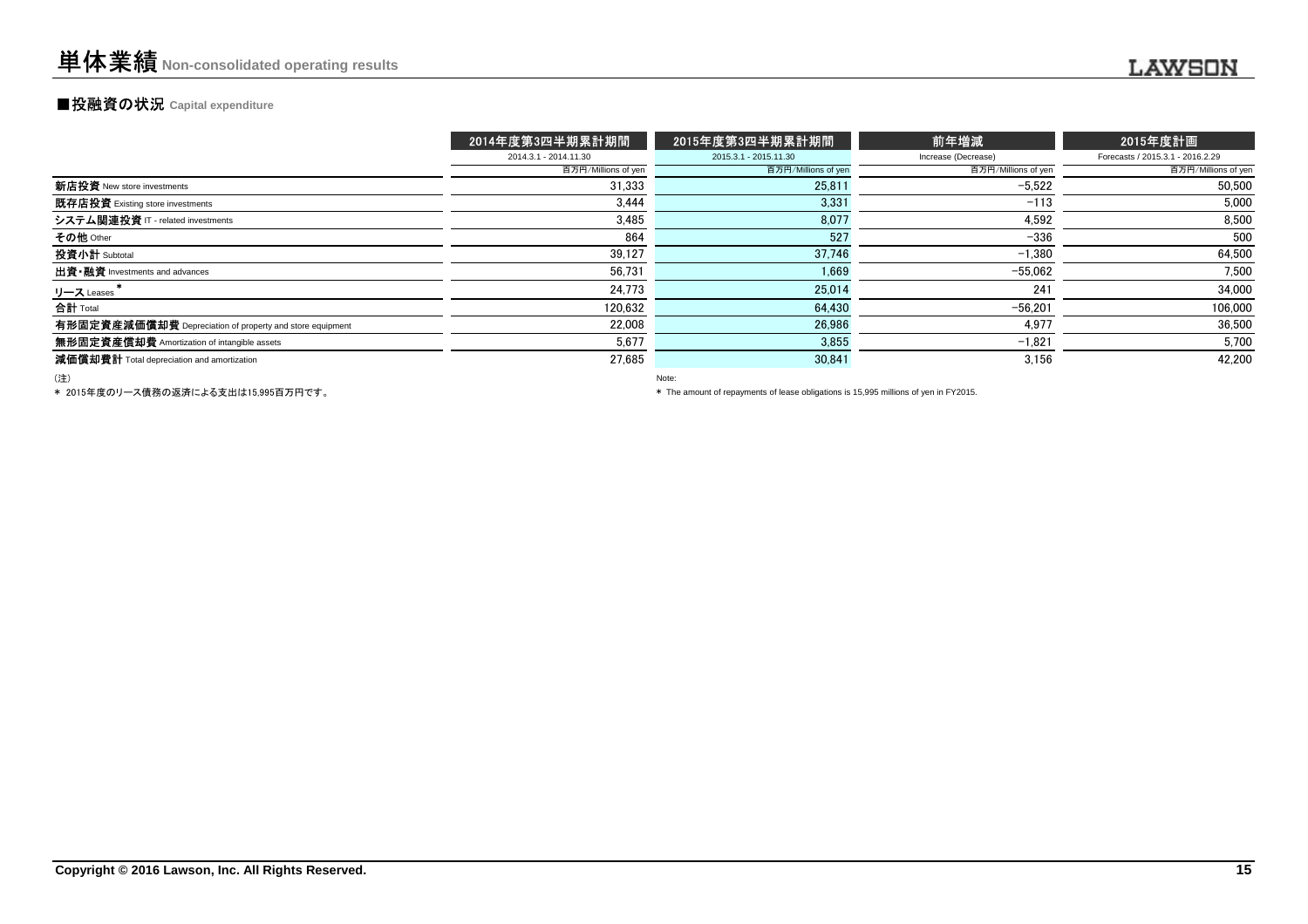# 単体業績 Non-consolidated operating results

## ■投融資の状況 Capital expenditure

| | 2014年度第3四半期累計期間 | 2015年度第3四半期累計期間 | 前年増減 | 2015年度計画 |
|---|---|---|---|---|
| | 2014.3.1 - 2014.11.30 | 2015.3.1 - 2015.11.30 | Increase (Decrease) | Forecasts / 2015.3.1 - 2016.2.29 |
| | 百万円/Millions of yen | 百万円/Millions of yen | 百万円/Millions of yen | 百万円/Millions of yen |
| **新店投資** New store investments | 31,333 | 25,811 | −5,522 | 50,500 |
| **既存店投資** Existing store investments | 3,444 | 3,331 | −113 | 5,000 |
| **システム関連投資** IT - related investments | 3,485 | 8,077 | 4,592 | 8,500 |
| **その他** Other | 864 | 527 | −336 | 500 |
| **投資小計** Subtotal | 39,127 | 37,746 | −1,380 | 64,500 |
| **出資・融資** Investments and advances | 56,731 | 1,669 | −55,062 | 7,500 |
| **リース** Leases * | 24,773 | 25,014 | 241 | 34,000 |
| **合計** Total | 120,632 | 64,430 | −56,201 | 106,000 |
| **有形固定資産減価償却費** Depreciation of property and store equipment | 22,008 | 26,986 | 4,977 | 36,500 |
| **無形固定資産償却費** Amortization of intangible assets | 5,677 | 3,855 | −1,821 | 5,700 |
| **減価償却費計** Total depreciation and amortization | 27,685 | 30,841 | 3,156 | 42,200 |

(注)

* 2015年度のリース債務の返済による支出は15,995百万円です。

Note:

* The amount of repayments of lease obligations is 15,995 millions of yen in FY2015.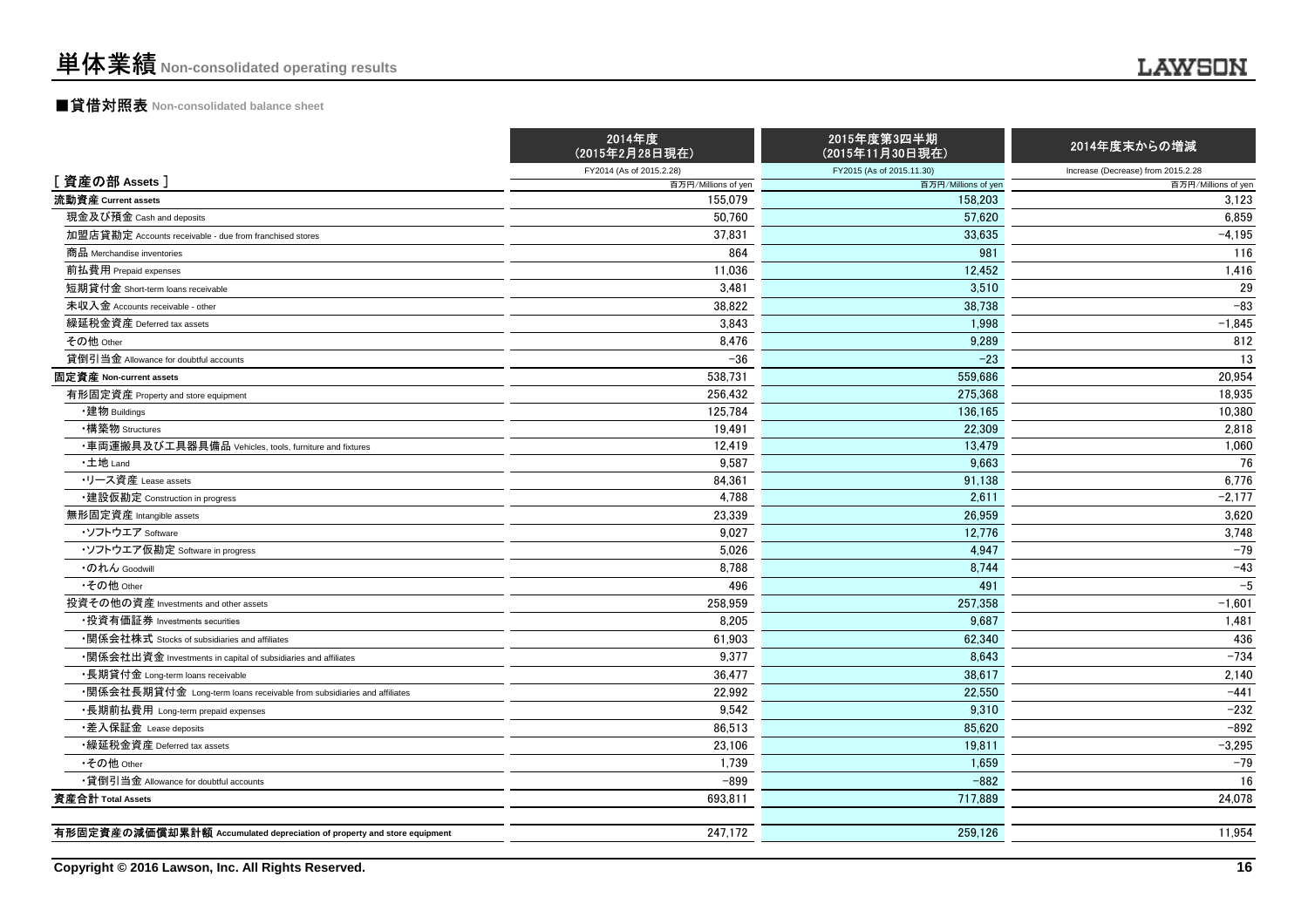# 単体業績 Non-consolidated operating results

## ■貸借対照表 Non-consolidated balance sheet

| [ 資産の部 Assets ] | 2014年度 (2015年2月28日現在) FY2014 (As of 2015.2.28) 百万円/Millions of yen | 2015年度第3四半期 (2015年11月30日現在) FY2015 (As of 2015.11.30) 百万円/Millions of yen | 2014年度末からの増減 Increase (Decrease) from 2015.2.28 百万円/Millions of yen |
|---|---|---|---|
| **流動資産 Current assets** | 155,079 | 158,203 | 3,123 |
| 現金及び預金 Cash and deposits | 50,760 | 57,620 | 6,859 |
| 加盟店貸勘定 Accounts receivable - due from franchised stores | 37,831 | 33,635 | −4,195 |
| 商品 Merchandise inventories | 864 | 981 | 116 |
| 前払費用 Prepaid expenses | 11,036 | 12,452 | 1,416 |
| 短期貸付金 Short-term loans receivable | 3,481 | 3,510 | 29 |
| 未収入金 Accounts receivable - other | 38,822 | 38,738 | −83 |
| 繰延税金資産 Deferred tax assets | 3,843 | 1,998 | −1,845 |
| その他 Other | 8,476 | 9,289 | 812 |
| 貸倒引当金 Allowance for doubtful accounts | −36 | −23 | 13 |
| **固定資産 Non-current assets** | 538,731 | 559,686 | 20,954 |
| 有形固定資産 Property and store equipment | 256,432 | 275,368 | 18,935 |
| ・建物 Buildings | 125,784 | 136,165 | 10,380 |
| ・構築物 Structures | 19,491 | 22,309 | 2,818 |
| ・車両運搬具及び工具器具備品 Vehicles, tools, furniture and fixtures | 12,419 | 13,479 | 1,060 |
| ・土地 Land | 9,587 | 9,663 | 76 |
| ・リース資産 Lease assets | 84,361 | 91,138 | 6,776 |
| ・建設仮勘定 Construction in progress | 4,788 | 2,611 | −2,177 |
| 無形固定資産 Intangible assets | 23,339 | 26,959 | 3,620 |
| ・ソフトウエア Software | 9,027 | 12,776 | 3,748 |
| ・ソフトウエア仮勘定 Software in progress | 5,026 | 4,947 | −79 |
| ・のれん Goodwill | 8,788 | 8,744 | −43 |
| ・その他 Other | 496 | 491 | −5 |
| 投資その他の資産 Investments and other assets | 258,959 | 257,358 | −1,601 |
| ・投資有価証券 Investments securities | 8,205 | 9,687 | 1,481 |
| ・関係会社株式 Stocks of subsidiaries and affiliates | 61,903 | 62,340 | 436 |
| ・関係会社出資金 Investments in capital of subsidiaries and affiliates | 9,377 | 8,643 | −734 |
| ・長期貸付金 Long-term loans receivable | 36,477 | 38,617 | 2,140 |
| ・関係会社長期貸付金 Long-term loans receivable from subsidiaries and affiliates | 22,992 | 22,550 | −441 |
| ・長期前払費用 Long-term prepaid expenses | 9,542 | 9,310 | −232 |
| ・差入保証金 Lease deposits | 86,513 | 85,620 | −892 |
| ・繰延税金資産 Deferred tax assets | 23,106 | 19,811 | −3,295 |
| ・その他 Other | 1,739 | 1,659 | −79 |
| ・貸倒引当金 Allowance for doubtful accounts | −899 | −882 | 16 |
| **資産合計 Total Assets** | 693,811 | 717,889 | 24,078 |
| **有形固定資産の減価償却累計額 Accumulated depreciation of property and store equipment** | 247,172 | 259,126 | 11,954 |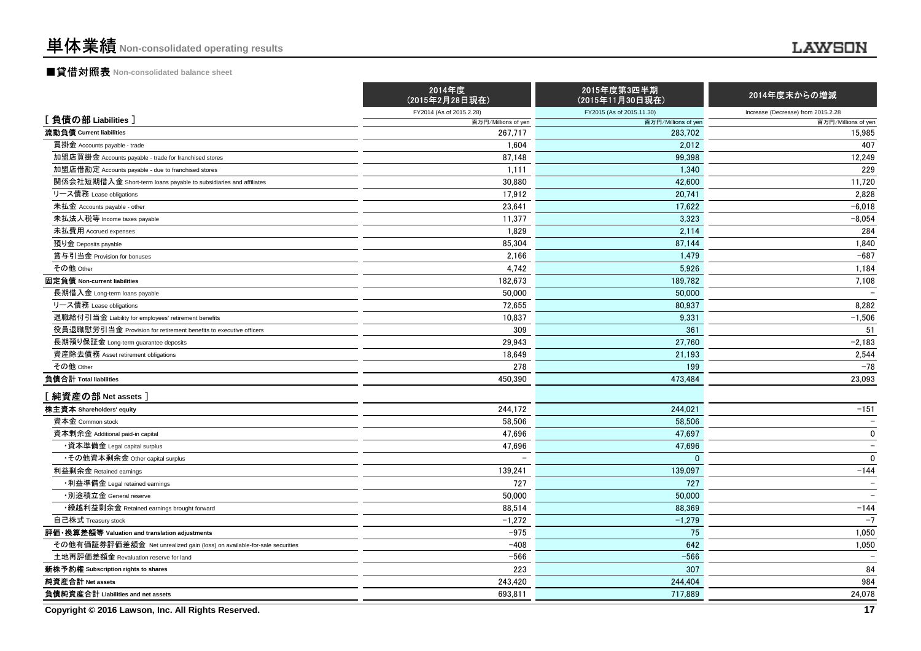# 単体業績 Non-consolidated operating results

## ■貸借対照表 Non-consolidated balance sheet

| [ 負債の部 Liabilities ] | 2014年度（2015年2月28日現在）FY2014 (As of 2015.2.28) 百万円/Millions of yen | 2015年度第3四半期（2015年11月30日現在）FY2015 (As of 2015.11.30) 百万円/Millions of yen | 2014年度末からの増減 Increase (Decrease) from 2015.2.28 百万円/Millions of yen |
|---|---|---|---|
| **流動負債 Current liabilities** | 267,717 | 283,702 | 15,985 |
| 買掛金 Accounts payable - trade | 1,604 | 2,012 | 407 |
| 加盟店買掛金 Accounts payable - trade for franchised stores | 87,148 | 99,398 | 12,249 |
| 加盟店借勘定 Accounts payable - due to franchised stores | 1,111 | 1,340 | 229 |
| 関係会社短期借入金 Short-term loans payable to subsidiaries and affiliates | 30,880 | 42,600 | 11,720 |
| リース債務 Lease obligations | 17,912 | 20,741 | 2,828 |
| 未払金 Accounts payable - other | 23,641 | 17,622 | −6,018 |
| 未払法人税等 Income taxes payable | 11,377 | 3,323 | −8,054 |
| 未払費用 Accrued expenses | 1,829 | 2,114 | 284 |
| 預り金 Deposits payable | 85,304 | 87,144 | 1,840 |
| 賞与引当金 Provision for bonuses | 2,166 | 1,479 | −687 |
| その他 Other | 4,742 | 5,926 | 1,184 |
| **固定負債 Non-current liabilities** | 182,673 | 189,782 | 7,108 |
| 長期借入金 Long-term loans payable | 50,000 | 50,000 | − |
| リース債務 Lease obligations | 72,655 | 80,937 | 8,282 |
| 退職給付引当金 Liability for employees' retirement benefits | 10,837 | 9,331 | −1,506 |
| 役員退職慰労引当金 Provision for retirement benefits to executive officers | 309 | 361 | 51 |
| 長期預り保証金 Long-term guarantee deposits | 29,943 | 27,760 | −2,183 |
| 資産除去債務 Asset retirement obligations | 18,649 | 21,193 | 2,544 |
| その他 Other | 278 | 199 | −78 |
| **負債合計 Total liabilities** | 450,390 | 473,484 | 23,093 |
| **[ 純資産の部 Net assets ]** | | | |
| **株主資本 Shareholders' equity** | 244,172 | 244,021 | −151 |
| 資本金 Common stock | 58,506 | 58,506 | − |
| 資本剰余金 Additional paid-in capital | 47,696 | 47,697 | 0 |
| ・資本準備金 Legal capital surplus | 47,696 | 47,696 | − |
| ・その他資本剰余金 Other capital surplus | − | 0 | 0 |
| 利益剰余金 Retained earnings | 139,241 | 139,097 | −144 |
| ・利益準備金 Legal retained earnings | 727 | 727 | − |
| ・別途積立金 General reserve | 50,000 | 50,000 | − |
| ・繰越利益剰余金 Retained earnings brought forward | 88,514 | 88,369 | −144 |
| 自己株式 Treasury stock | −1,272 | −1,279 | −7 |
| **評価・換算差額等 Valuation and translation adjustments** | −975 | 75 | 1,050 |
| その他有価証券評価差額金 Net unrealized gain (loss) on available-for-sale securities | −408 | 642 | 1,050 |
| 土地再評価差額金 Revaluation reserve for land | −566 | −566 | − |
| **新株予約権 Subscription rights to shares** | 223 | 307 | 84 |
| **純資産合計 Net assets** | 243,420 | 244,404 | 984 |
| **負債純資産合計 Liabilities and net assets** | 693,811 | 717,889 | 24,078 |

Copyright © 2016 Lawson, Inc. All Rights Reserved.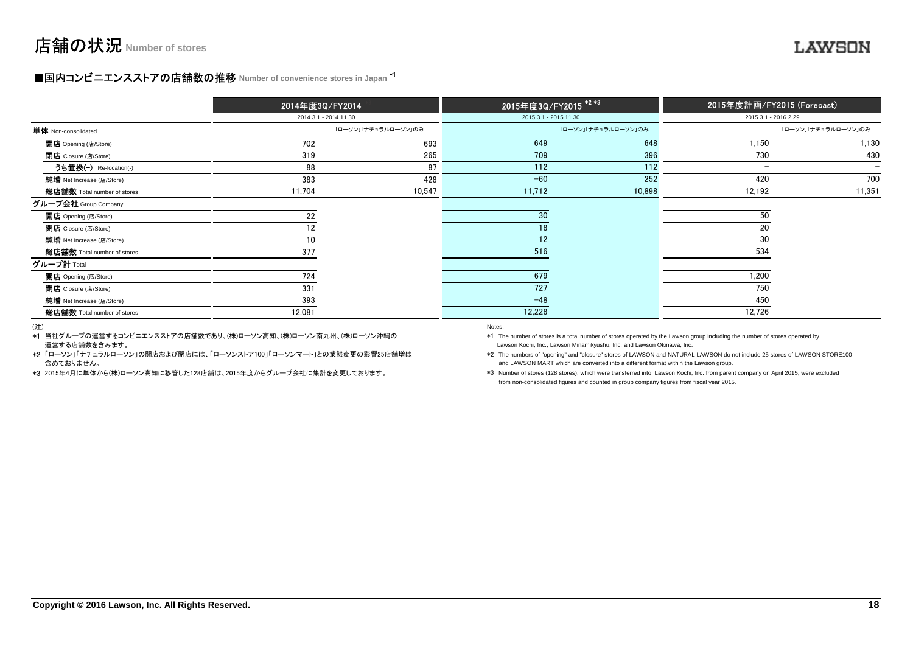# 店舗の状況 Number of stores

## ■国内コンビニエンスストアの店舗数の推移 Number of convenience stores in Japan *1

| | 2014年度3Q/FY2014 | | 2015年度3Q/FY2015 *2 *3 | | 2015年度計画/FY2015 (Forecast) | |
|---|---|---|---|---|---|---|
| | 2014.3.1 - 2014.11.30 | | 2015.3.1 - 2015.11.30 | | 2015.3.1 - 2016.2.29 | |
| **単体** Non-consolidated | | 「ローソン」「ナチュラルローソン」のみ | | 「ローソン」「ナチュラルローソン」のみ | | 「ローソン」「ナチュラルローソン」のみ |
| **開店** Opening (店/Store) | 702 | 693 | 649 | 648 | 1,150 | 1,130 |
| **閉店** Closure (店/Store) | 319 | 265 | 709 | 396 | 730 | 430 |
| **うち置換(-)** Re-location(-) | 88 | 87 | 112 | 112 | − | − |
| **純増** Net Increase (店/Store) | 383 | 428 | −60 | 252 | 420 | 700 |
| **総店舗数** Total number of stores | 11,704 | 10,547 | 11,712 | 10,898 | 12,192 | 11,351 |
| **グループ会社** Group Company | | | | | | |
| **開店** Opening (店/Store) | 22 | | 30 | | 50 | |
| **閉店** Closure (店/Store) | 12 | | 18 | | 20 | |
| **純増** Net Increase (店/Store) | 10 | | 12 | | 30 | |
| **総店舗数** Total number of stores | 377 | | 516 | | 534 | |
| **グループ計** Total | | | | | | |
| **開店** Opening (店/Store) | 724 | | 679 | | 1,200 | |
| **閉店** Closure (店/Store) | 331 | | 727 | | 750 | |
| **純増** Net Increase (店/Store) | 393 | | −48 | | 450 | |
| **総店舗数** Total number of stores | 12,081 | | 12,228 | | 12,726 | |

(注)

*1 当社グループの運営するコンビニエンスストアの店舗数であり、(株)ローソン高知、(株)ローソン南九州、(株)ローソン沖縄の運営する店舗数を含みます。

*2 「ローソン」「ナチュラルローソン」の開店および閉店には、「ローソンストア100」「ローソンマート」との業態変更の影響25店舗増は含めておりません。

*3 2015年4月に単体から(株)ローソン高知に移管した128店舗は、2015年度からグループ会社に集計を変更しております。

Notes:

*1 The number of stores is a total number of stores operated by the Lawson group including the number of stores operated by Lawson Kochi, Inc., Lawson Minamikyushu, Inc. and Lawson Okinawa, Inc.

*2 The numbers of "opening" and "closure" stores of LAWSON and NATURAL LAWSON do not include 25 stores of LAWSON STORE100 and LAWSON MART which are converted into a different format within the Lawson group.

*3 Number of stores (128 stores), which were transferred into Lawson Kochi, Inc. from parent company on April 2015, were excluded from non-consolidated figures and counted in group company figures from fiscal year 2015.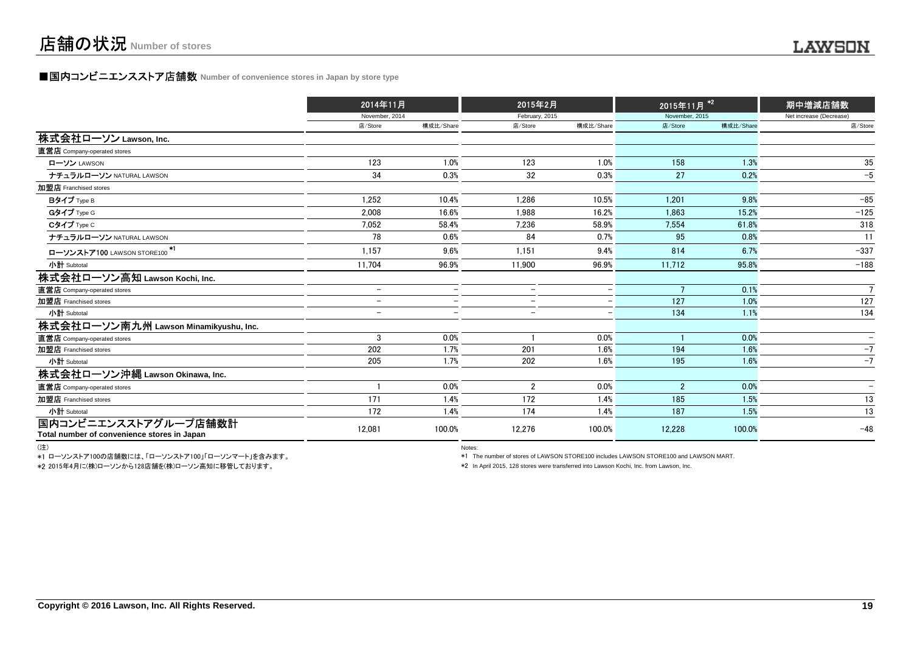# 店舗の状況 Number of stores

## ■国内コンビニエンスストア店舗数 Number of convenience stores in Japan by store type

| | 2014年11月 November, 2014 | | 2015年2月 February, 2015 | | 2015年11月 *2 November, 2015 | | 期中増減店舗数 Net increase (Decrease) |
|---|---|---|---|---|---|---|---|
| | 店/Store | 構成比/Share | 店/Store | 構成比/Share | 店/Store | 構成比/Share | 店/Store |
| **株式会社ローソン Lawson, Inc.** | | | | | | | |
| **直営店** Company-operated stores | | | | | | | |
| **ローソン** LAWSON | 123 | 1.0% | 123 | 1.0% | 158 | 1.3% | 35 |
| **ナチュラルローソン** NATURAL LAWSON | 34 | 0.3% | 32 | 0.3% | 27 | 0.2% | −5 |
| **加盟店** Franchised stores | | | | | | | |
| **Bタイプ** Type B | 1,252 | 10.4% | 1,286 | 10.5% | 1,201 | 9.8% | −85 |
| **Gタイプ** Type G | 2,008 | 16.6% | 1,988 | 16.2% | 1,863 | 15.2% | −125 |
| **Cタイプ** Type C | 7,052 | 58.4% | 7,236 | 58.9% | 7,554 | 61.8% | 318 |
| **ナチュラルローソン** NATURAL LAWSON | 78 | 0.6% | 84 | 0.7% | 95 | 0.8% | 11 |
| **ローソンストア100** LAWSON STORE100 *1 | 1,157 | 9.6% | 1,151 | 9.4% | 814 | 6.7% | −337 |
| **小計** Subtotal | 11,704 | 96.9% | 11,900 | 96.9% | 11,712 | 95.8% | −188 |
| **株式会社ローソン高知 Lawson Kochi, Inc.** | | | | | | | |
| **直営店** Company-operated stores | − | − | − | − | 7 | 0.1% | 7 |
| **加盟店** Franchised stores | − | − | − | − | 127 | 1.0% | 127 |
| **小計** Subtotal | − | − | − | − | 134 | 1.1% | 134 |
| **株式会社ローソン南九州 Lawson Minamikyushu, Inc.** | | | | | | | |
| **直営店** Company-operated stores | 3 | 0.0% | 1 | 0.0% | 1 | 0.0% | − |
| **加盟店** Franchised stores | 202 | 1.7% | 201 | 1.6% | 194 | 1.6% | −7 |
| **小計** Subtotal | 205 | 1.7% | 202 | 1.6% | 195 | 1.6% | −7 |
| **株式会社ローソン沖縄 Lawson Okinawa, Inc.** | | | | | | | |
| **直営店** Company-operated stores | 1 | 0.0% | 2 | 0.0% | 2 | 0.0% | − |
| **加盟店** Franchised stores | 171 | 1.4% | 172 | 1.4% | 185 | 1.5% | 13 |
| **小計** Subtotal | 172 | 1.4% | 174 | 1.4% | 187 | 1.5% | 13 |
| **国内コンビニエンスストアグループ店舗数計 Total number of convenience stores in Japan** | 12,081 | 100.0% | 12,276 | 100.0% | 12,228 | 100.0% | −48 |

(注)

*1 ローソンストア100の店舗数には、「ローソンストア100」「ローソンマート」を含みます。

*2 2015年4月に(株)ローソンから128店舗を(株)ローソン高知に移管しております。

Notes:

*1 The number of stores of LAWSON STORE100 includes LAWSON STORE100 and LAWSON MART.

*2 In April 2015, 128 stores were transferred into Lawson Kochi, Inc. from Lawson, Inc.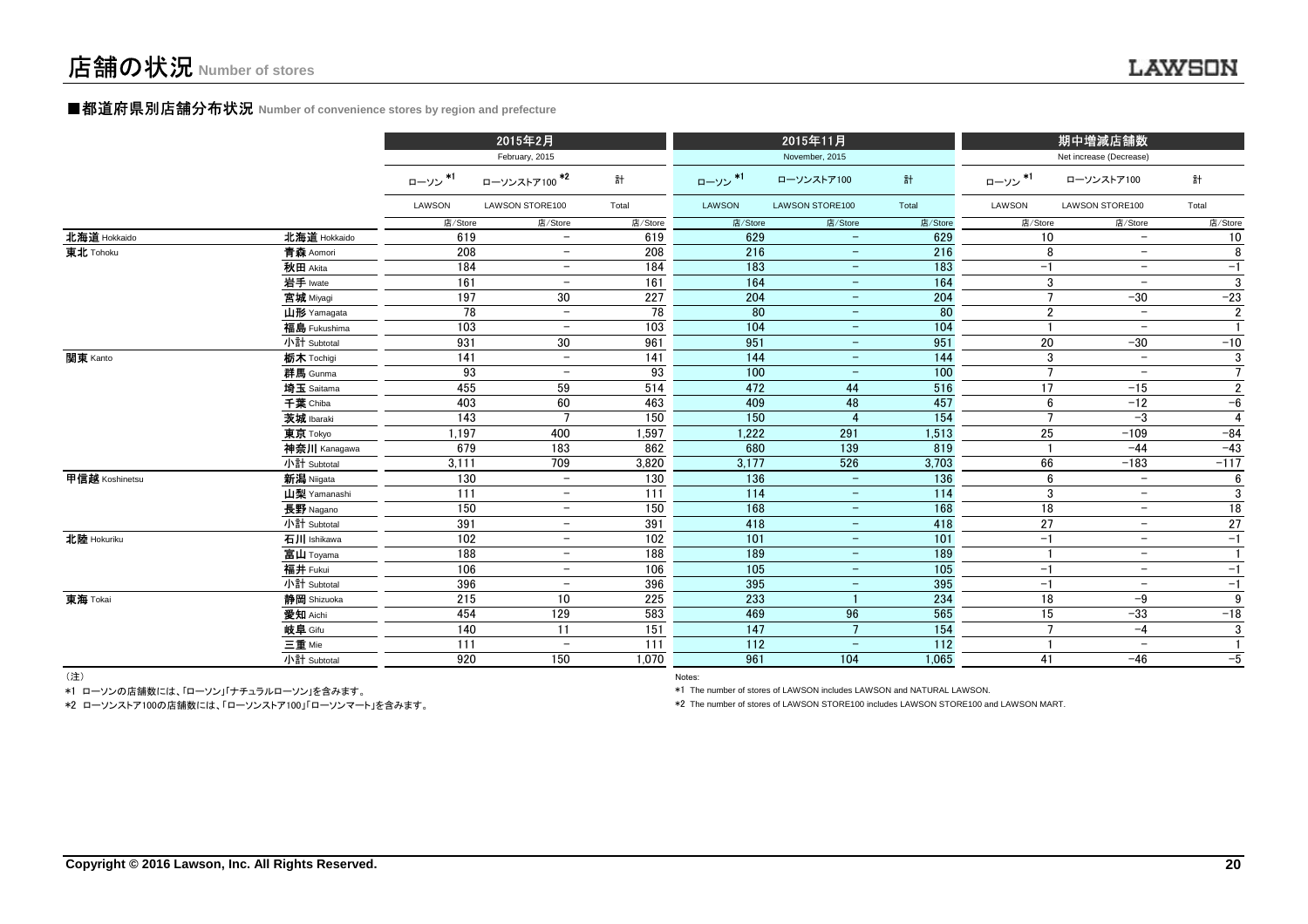# 店舗の状況 Number of stores

## ■都道府県別店舗分布状況 Number of convenience stores by region and prefecture

| | | 2015年2月 February, 2015 | | | 2015年11月 November, 2015 | | | 期中増減店舗数 Net increase (Decrease) | | |
|---|---|---|---|---|---|---|---|---|---|---|
| | | ローソン *1 LAWSON | ローソンストア100 *2 LAWSON STORE100 | 計 Total | ローソン *1 LAWSON | ローソンストア100 LAWSON STORE100 | 計 Total | ローソン *1 LAWSON | ローソンストア100 LAWSON STORE100 | 計 Total |
| | | 店/Store | 店/Store | 店/Store | 店/Store | 店/Store | 店/Store | 店/Store | 店/Store | 店/Store |
| 北海道 Hokkaido | 北海道 Hokkaido | 619 | − | 619 | 629 | − | 629 | 10 | − | 10 |
| 東北 Tohoku | 青森 Aomori | 208 | − | 208 | 216 | − | 216 | 8 | − | 8 |
| | 秋田 Akita | 184 | − | 184 | 183 | − | 183 | −1 | − | −1 |
| | 岩手 Iwate | 161 | − | 161 | 164 | − | 164 | 3 | − | 3 |
| | 宮城 Miyagi | 197 | 30 | 227 | 204 | − | 204 | 7 | −30 | −23 |
| | 山形 Yamagata | 78 | − | 78 | 80 | − | 80 | 2 | − | 2 |
| | 福島 Fukushima | 103 | − | 103 | 104 | − | 104 | 1 | − | 1 |
| | 小計 Subtotal | 931 | 30 | 961 | 951 | − | 951 | 20 | −30 | −10 |
| 関東 Kanto | 栃木 Tochigi | 141 | − | 141 | 144 | − | 144 | 3 | − | 3 |
| | 群馬 Gunma | 93 | − | 93 | 100 | − | 100 | 7 | − | 7 |
| | 埼玉 Saitama | 455 | 59 | 514 | 472 | 44 | 516 | 17 | −15 | 2 |
| | 千葉 Chiba | 403 | 60 | 463 | 409 | 48 | 457 | 6 | −12 | −6 |
| | 茨城 Ibaraki | 143 | 7 | 150 | 150 | 4 | 154 | 7 | −3 | 4 |
| | 東京 Tokyo | 1,197 | 400 | 1,597 | 1,222 | 291 | 1,513 | 25 | −109 | −84 |
| | 神奈川 Kanagawa | 679 | 183 | 862 | 680 | 139 | 819 | 1 | −44 | −43 |
| | 小計 Subtotal | 3,111 | 709 | 3,820 | 3,177 | 526 | 3,703 | 66 | −183 | −117 |
| 甲信越 Koshinetsu | 新潟 Niigata | 130 | − | 130 | 136 | − | 136 | 6 | − | 6 |
| | 山梨 Yamanashi | 111 | − | 111 | 114 | − | 114 | 3 | − | 3 |
| | 長野 Nagano | 150 | − | 150 | 168 | − | 168 | 18 | − | 18 |
| | 小計 Subtotal | 391 | − | 391 | 418 | − | 418 | 27 | − | 27 |
| 北陸 Hokuriku | 石川 Ishikawa | 102 | − | 102 | 101 | − | 101 | −1 | − | −1 |
| | 富山 Toyama | 188 | − | 188 | 189 | − | 189 | 1 | − | 1 |
| | 福井 Fukui | 106 | − | 106 | 105 | − | 105 | −1 | − | −1 |
| | 小計 Subtotal | 396 | − | 396 | 395 | − | 395 | −1 | − | −1 |
| 東海 Tokai | 静岡 Shizuoka | 215 | 10 | 225 | 233 | 1 | 234 | 18 | −9 | 9 |
| | 愛知 Aichi | 454 | 129 | 583 | 469 | 96 | 565 | 15 | −33 | −18 |
| | 岐阜 Gifu | 140 | 11 | 151 | 147 | 7 | 154 | 7 | −4 | 3 |
| | 三重 Mie | 111 | − | 111 | 112 | − | 112 | 1 | − | 1 |
| | 小計 Subtotal | 920 | 150 | 1,070 | 961 | 104 | 1,065 | 41 | −46 | −5 |

（注）

*1 ローソンの店舗数には、「ローソン」「ナチュラルローソン」を含みます。

*2 ローソンストア100の店舗数には、「ローソンストア100」「ローソンマート」を含みます。

Notes:

*1 The number of stores of LAWSON includes LAWSON and NATURAL LAWSON.

*2 The number of stores of LAWSON STORE100 includes LAWSON STORE100 and LAWSON MART.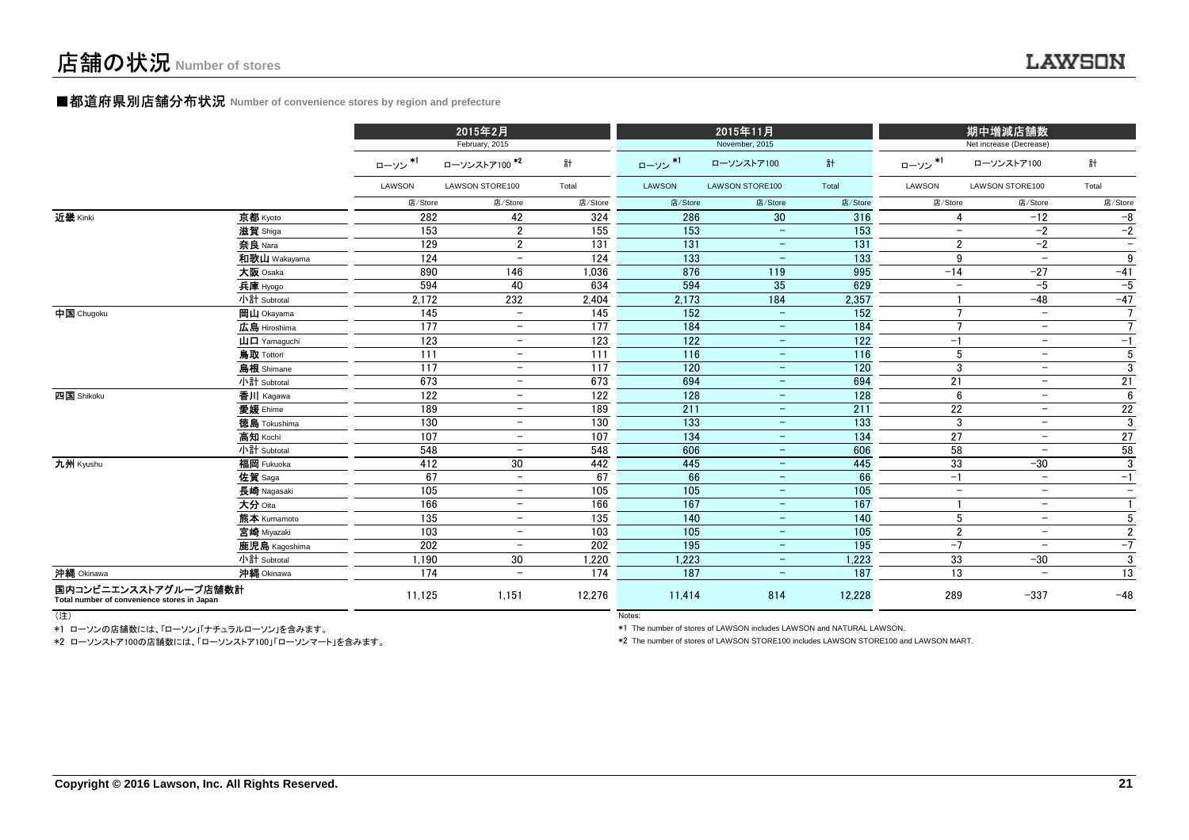# 店舗の状況 Number of stores

## ■都道府県別店舗分布状況 Number of convenience stores by region and prefecture

| | | 2015年2月 February, 2015 | | | 2015年11月 November, 2015 | | | 期中増減店舗数 Net increase (Decrease) | | |
|---|---|---|---|---|---|---|---|---|---|---|
| | | ローソン *1 LAWSON | ローソンストア100 *2 LAWSON STORE100 | 計 Total | ローソン *1 LAWSON | ローソンストア100 LAWSON STORE100 | 計 Total | ローソン *1 LAWSON | ローソンストア100 LAWSON STORE100 | 計 Total |
| | | 店/Store | 店/Store | 店/Store | 店/Store | 店/Store | 店/Store | 店/Store | 店/Store | 店/Store |
| 近畿 Kinki | 京都 Kyoto | 282 | 42 | 324 | 286 | 30 | 316 | 4 | −12 | −8 |
| | 滋賀 Shiga | 153 | 2 | 155 | 153 | − | 153 | − | −2 | −2 |
| | 奈良 Nara | 129 | 2 | 131 | 131 | − | 131 | 2 | −2 | − |
| | 和歌山 Wakayama | 124 | − | 124 | 133 | − | 133 | 9 | − | 9 |
| | 大阪 Osaka | 890 | 146 | 1,036 | 876 | 119 | 995 | −14 | −27 | −41 |
| | 兵庫 Hyogo | 594 | 40 | 634 | 594 | 35 | 629 | − | −5 | −5 |
| | 小計 Subtotal | 2,172 | 232 | 2,404 | 2,173 | 184 | 2,357 | 1 | −48 | −47 |
| 中国 Chugoku | 岡山 Okayama | 145 | − | 145 | 152 | − | 152 | 7 | − | 7 |
| | 広島 Hiroshima | 177 | − | 177 | 184 | − | 184 | 7 | − | 7 |
| | 山口 Yamaguchi | 123 | − | 123 | 122 | − | 122 | −1 | − | −1 |
| | 鳥取 Tottori | 111 | − | 111 | 116 | − | 116 | 5 | − | 5 |
| | 島根 Shimane | 117 | − | 117 | 120 | − | 120 | 3 | − | 3 |
| | 小計 Subtotal | 673 | − | 673 | 694 | − | 694 | 21 | − | 21 |
| 四国 Shikoku | 香川 Kagawa | 122 | − | 122 | 128 | − | 128 | 6 | − | 6 |
| | 愛媛 Ehime | 189 | − | 189 | 211 | − | 211 | 22 | − | 22 |
| | 徳島 Tokushima | 130 | − | 130 | 133 | − | 133 | 3 | − | 3 |
| | 高知 Kochi | 107 | − | 107 | 134 | − | 134 | 27 | − | 27 |
| | 小計 Subtotal | 548 | − | 548 | 606 | − | 606 | 58 | − | 58 |
| 九州 Kyushu | 福岡 Fukuoka | 412 | 30 | 442 | 445 | − | 445 | 33 | −30 | 3 |
| | 佐賀 Saga | 67 | − | 67 | 66 | − | 66 | −1 | − | −1 |
| | 長崎 Nagasaki | 105 | − | 105 | 105 | − | 105 | − | − | − |
| | 大分 Oita | 166 | − | 166 | 167 | − | 167 | 1 | − | 1 |
| | 熊本 Kumamoto | 135 | − | 135 | 140 | − | 140 | 5 | − | 5 |
| | 宮崎 Miyazaki | 103 | − | 103 | 105 | − | 105 | 2 | − | 2 |
| | 鹿児島 Kagoshima | 202 | − | 202 | 195 | − | 195 | −7 | − | −7 |
| | 小計 Subtotal | 1,190 | 30 | 1,220 | 1,223 | − | 1,223 | 33 | −30 | 3 |
| 沖縄 Okinawa | 沖縄 Okinawa | 174 | − | 174 | 187 | − | 187 | 13 | − | 13 |
| 国内コンビニエンスストアグループ店舗数計 Total number of convenience stores in Japan | | 11,125 | 1,151 | 12,276 | 11,414 | 814 | 12,228 | 289 | −337 | −48 |

（注）

*1 ローソンの店舗数には、「ローソン」「ナチュラルローソン」を含みます。

*2 ローソンストア100の店舗数には、「ローソンストア100」「ローソンマート」を含みます。

Notes:

*1 The number of stores of LAWSON includes LAWSON and NATURAL LAWSON.

*2 The number of stores of LAWSON STORE100 includes LAWSON STORE100 and LAWSON MART.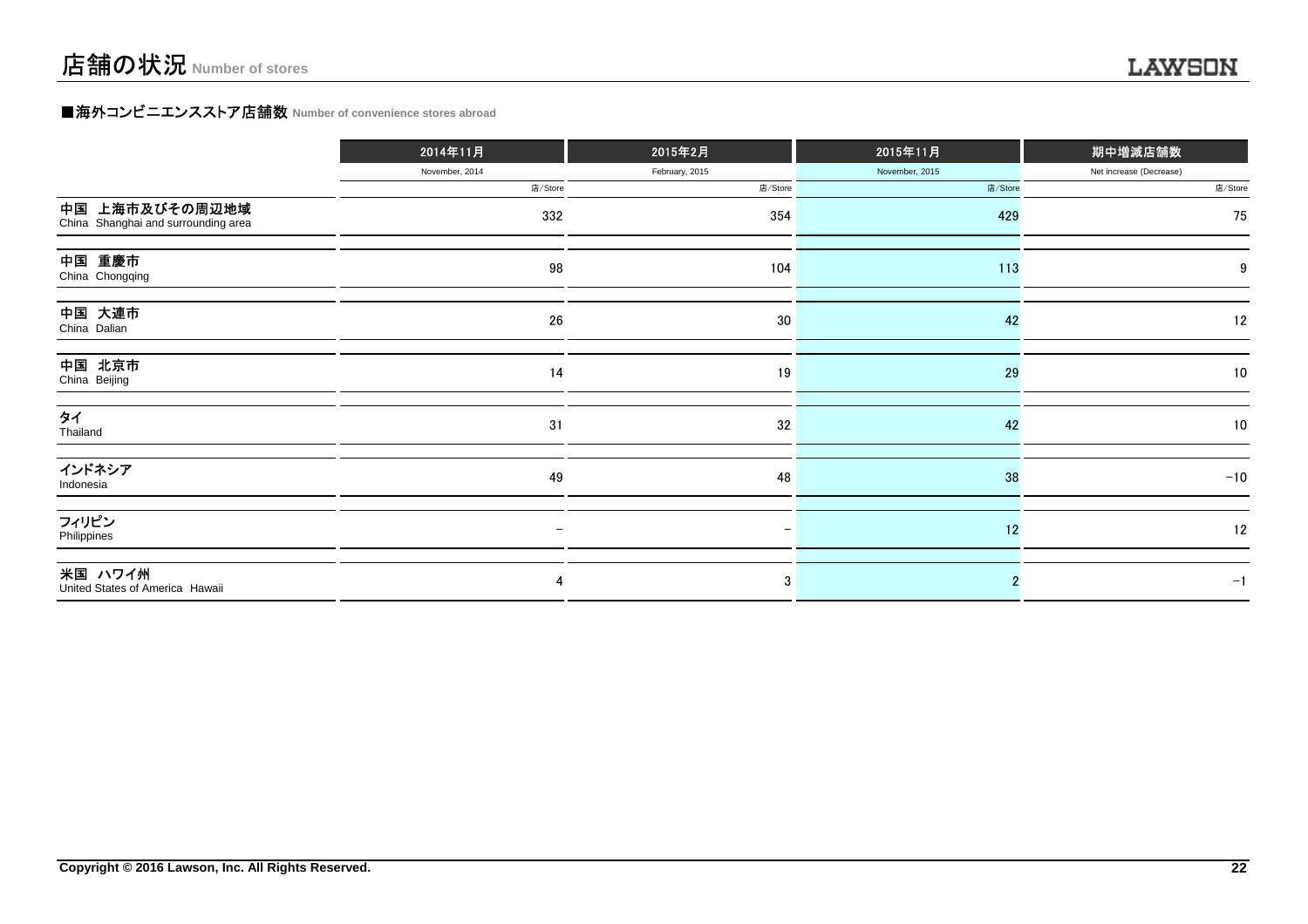# 店舗の状況 Number of stores

## ■海外コンビニエンスストア店舗数 Number of convenience stores abroad

| | 2014年11月<br>November, 2014<br>店/Store | 2015年2月<br>February, 2015<br>店/Store | 2015年11月<br>November, 2015<br>店/Store | 期中増減店舗数<br>Net increase (Decrease)<br>店/Store |
|---|---|---|---|---|
| 中国 上海市及びその周辺地域<br>China Shanghai and surrounding area | 332 | 354 | 429 | 75 |
| 中国 重慶市<br>China Chongqing | 98 | 104 | 113 | 9 |
| 中国 大連市<br>China Dalian | 26 | 30 | 42 | 12 |
| 中国 北京市<br>China Beijing | 14 | 19 | 29 | 10 |
| タイ<br>Thailand | 31 | 32 | 42 | 10 |
| インドネシア<br>Indonesia | 49 | 48 | 38 | −10 |
| フィリピン<br>Philippines | − | − | 12 | 12 |
| 米国 ハワイ州<br>United States of America Hawaii | 4 | 3 | 2 | −1 |

Copyright © 2016 Lawson, Inc. All Rights Reserved.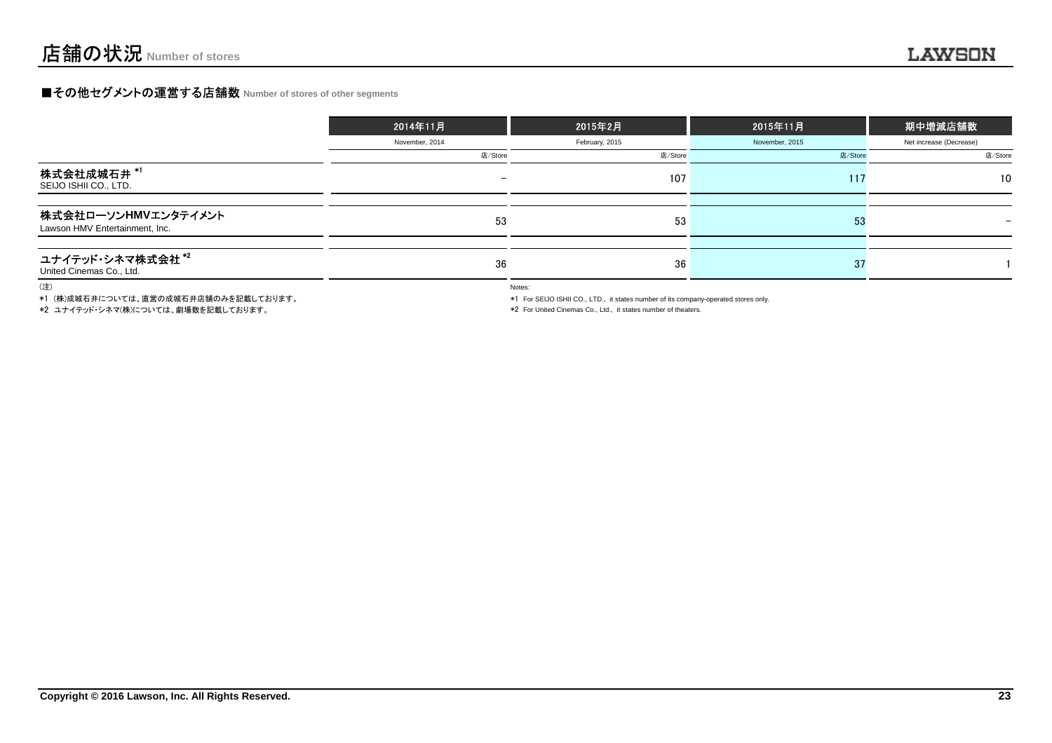# 店舗の状況 Number of stores

## ■その他セグメントの運営する店舗数 Number of stores of other segments

| | 2014年11月 | 2015年2月 | 2015年11月 | 期中増減店舗数 |
|---|---|---|---|---|
| | November, 2014 | February, 2015 | November, 2015 | Net increase (Decrease) |
| | 店/Store | 店/Store | 店/Store | 店/Store |
| 株式会社成城石井 *1<br>SEIJO ISHII CO., LTD. | − | 107 | 117 | 10 |
| 株式会社ローソンHMVエンタテイメント<br>Lawson HMV Entertainment, Inc. | 53 | 53 | 53 | − |
| ユナイテッド・シネマ株式会社 *2<br>United Cinemas Co., Ltd. | 36 | 36 | 37 | 1 |

(注)
*1 (株)成城石井については、直営の成城石井店舗のみを記載しております。
*2 ユナイテッド・シネマ(株)については、劇場数を記載しております。

Notes:
*1 For SEIJO ISHII CO., LTD., it states number of its company-operated stores only.
*2 For United Cinemas Co., Ltd., it states number of theaters.

Copyright © 2016 Lawson, Inc. All Rights Reserved.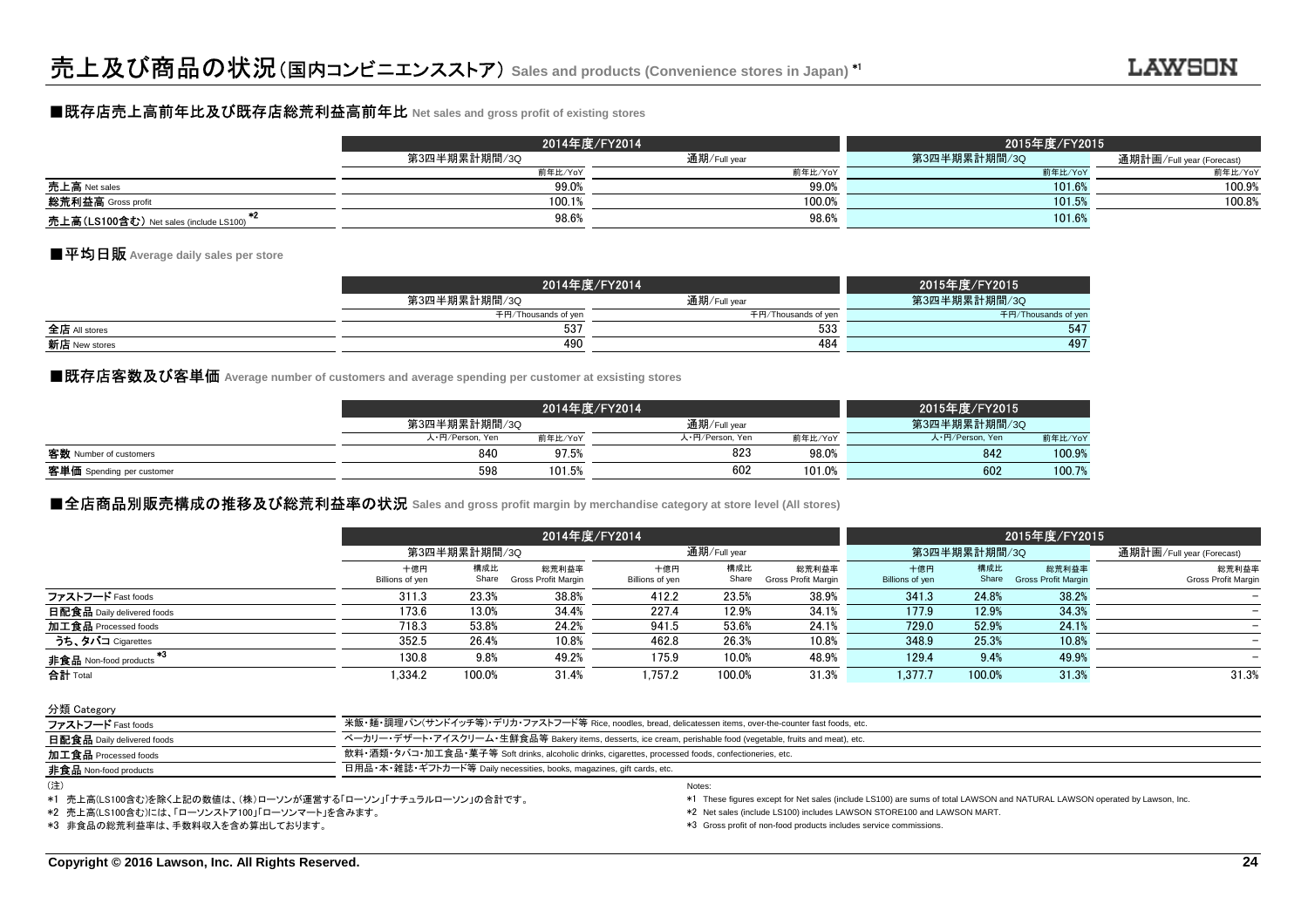# 売上及び商品の状況（国内コンビニエンスストア） Sales and products (Convenience stores in Japan) *1

## ■既存店売上高前年比及び既存店総荒利益高前年比 Net sales and gross profit of existing stores

| | 2014年度/FY2014 | | 2015年度/FY2015 | |
|---|---|---|---|---|
| | 第3四半期累計期間/3Q | 通期/Full year | 第3四半期累計期間/3Q | 通期計画/Full year (Forecast) |
| | 前年比/YoY | 前年比/YoY | 前年比/YoY | 前年比/YoY |
| 売上高 Net sales | 99.0% | 99.0% | 101.6% | 100.9% |
| 総荒利益高 Gross profit | 100.1% | 100.0% | 101.5% | 100.8% |
| 売上高(LS100含む) Net sales (include LS100) *2 | 98.6% | 98.6% | 101.6% | |

## ■平均日販 Average daily sales per store

| | 2014年度/FY2014 | | 2015年度/FY2015 |
|---|---|---|---|
| | 第3四半期累計期間/3Q | 通期/Full year | 第3四半期累計期間/3Q |
| | 千円/Thousands of yen | 千円/Thousands of yen | 千円/Thousands of yen |
| 全店 All stores | 537 | 533 | 547 |
| 新店 New stores | 490 | 484 | 497 |

## ■既存店客数及び客単価 Average number of customers and average spending per customer at exsisting stores

| | 2014年度/FY2014 | | | | 2015年度/FY2015 | |
|---|---|---|---|---|---|---|
| | 第3四半期累計期間/3Q | | 通期/Full year | | 第3四半期累計期間/3Q | |
| | 人・円/Person, Yen | 前年比/YoY | 人・円/Person, Yen | 前年比/YoY | 人・円/Person, Yen | 前年比/YoY |
| 客数 Number of customers | 840 | 97.5% | 823 | 98.0% | 842 | 100.9% |
| 客単価 Spending per customer | 598 | 101.5% | 602 | 101.0% | 602 | 100.7% |

## ■全店商品別販売構成の推移及び総荒利益率の状況 Sales and gross profit margin by merchandise category at store level (All stores)

| | 2014年度/FY2014 | | | | | | 2015年度/FY2015 | | | |
|---|---|---|---|---|---|---|---|---|---|---|
| | 第3四半期累計期間/3Q | | | 通期/Full year | | | 第3四半期累計期間/3Q | | | 通期計画/Full year (Forecast) |
| | 十億円 Billions of yen | 構成比 Share | 総荒利益率 Gross Profit Margin | 十億円 Billions of yen | 構成比 Share | 総荒利益率 Gross Profit Margin | 十億円 Billions of yen | 構成比 Share | 総荒利益率 Gross Profit Margin | 総荒利益率 Gross Profit Margin |
| ファストフード Fast foods | 311.3 | 23.3% | 38.8% | 412.2 | 23.5% | 38.9% | 341.3 | 24.8% | 38.2% | − |
| 日配食品 Daily delivered foods | 173.6 | 13.0% | 34.4% | 227.4 | 12.9% | 34.1% | 177.9 | 12.9% | 34.3% | − |
| 加工食品 Processed foods | 718.3 | 53.8% | 24.2% | 941.5 | 53.6% | 24.1% | 729.0 | 52.9% | 24.1% | − |
| うち、タバコ Cigarettes | 352.5 | 26.4% | 10.8% | 462.8 | 26.3% | 10.8% | 348.9 | 25.3% | 10.8% | − |
| 非食品 Non-food products *3 | 130.8 | 9.8% | 49.2% | 175.9 | 10.0% | 48.9% | 129.4 | 9.4% | 49.9% | − |
| 合計 Total | 1,334.2 | 100.0% | 31.4% | 1,757.2 | 100.0% | 31.3% | 1,377.7 | 100.0% | 31.3% | 31.3% |

| 分類 Category | |
|---|---|
| ファストフード Fast foods | 米飯・麺・調理パン(サンドイッチ等)・デリカ・ファストフード等 Rice, noodles, bread, delicatessen items, over-the-counter fast foods, etc. |
| 日配食品 Daily delivered foods | ベーカリー・デザート・アイスクリーム・生鮮食品等 Bakery items, desserts, ice cream, perishable food (vegetable, fruits and meat), etc. |
| 加工食品 Processed foods | 飲料・酒類・タバコ・加工食品・菓子等 Soft drinks, alcoholic drinks, cigarettes, processed foods, confectioneries, etc. |
| 非食品 Non-food products | 日用品・本・雑誌・ギフトカード等 Daily necessities, books, magazines, gift cards, etc. |

(注)
*1 売上高(LS100含む)を除く上記の数値は、(株)ローソンが運営する「ローソン」「ナチュラルローソン」の合計です。
*2 売上高(LS100含む)には、「ローソンストア100」「ローソンマート」を含みます。
*3 非食品の総荒利益率は、手数料収入を含め算出しております。

Notes:
*1 These figures except for Net sales (include LS100) are sums of total LAWSON and NATURAL LAWSON operated by Lawson, Inc.
*2 Net sales (include LS100) includes LAWSON STORE100 and LAWSON MART.
*3 Gross profit of non-food products includes service commissions.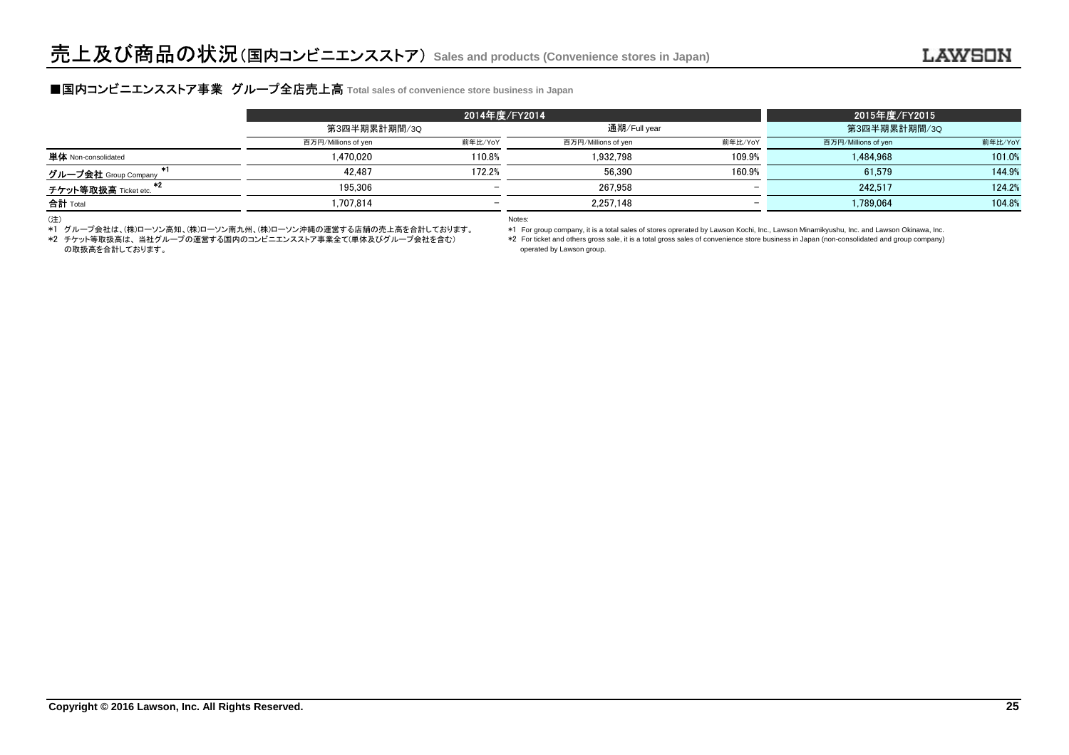# 売上及び商品の状況（国内コンビニエンスストア） Sales and products (Convenience stores in Japan)

## ■国内コンビニエンスストア事業　グループ全店売上高 Total sales of convenience store business in Japan

| | 2014年度/FY2014 | | | | 2015年度/FY2015 | |
|---|---|---|---|---|---|---|
| | 第3四半期累計期間/3Q | | 通期/Full year | | 第3四半期累計期間/3Q | |
| | 百万円/Millions of yen | 前年比/YoY | 百万円/Millions of yen | 前年比/YoY | 百万円/Millions of yen | 前年比/YoY |
| 単体 Non-consolidated | 1,470,020 | 110.8% | 1,932,798 | 109.9% | 1,484,968 | 101.0% |
| グループ会社 Group Company *1 | 42,487 | 172.2% | 56,390 | 160.9% | 61,579 | 144.9% |
| チケット等取扱高 Ticket etc. *2 | 195,306 | − | 267,958 | − | 242,517 | 124.2% |
| 合計 Total | 1,707,814 | − | 2,257,148 | − | 1,789,064 | 104.8% |

（注）

*1 グループ会社は、(株)ローソン高知、(株)ローソン南九州、(株)ローソン沖縄の運営する店舗の売上高を合計しております。

*2 チケット等取扱高は、当社グループの運営する国内のコンビニエンスストア事業全て(単体及びグループ会社を含む)の取扱高を合計しております。

Notes:

*1 For group company, it is a total sales of stores oprerated by Lawson Kochi, Inc., Lawson Minamikyushu, Inc. and Lawson Okinawa, Inc.

*2 For ticket and others gross sale, it is a total gross sales of convenience store business in Japan (non-consolidated and group company) operated by Lawson group.

Copyright © 2016 Lawson, Inc. All Rights Reserved.